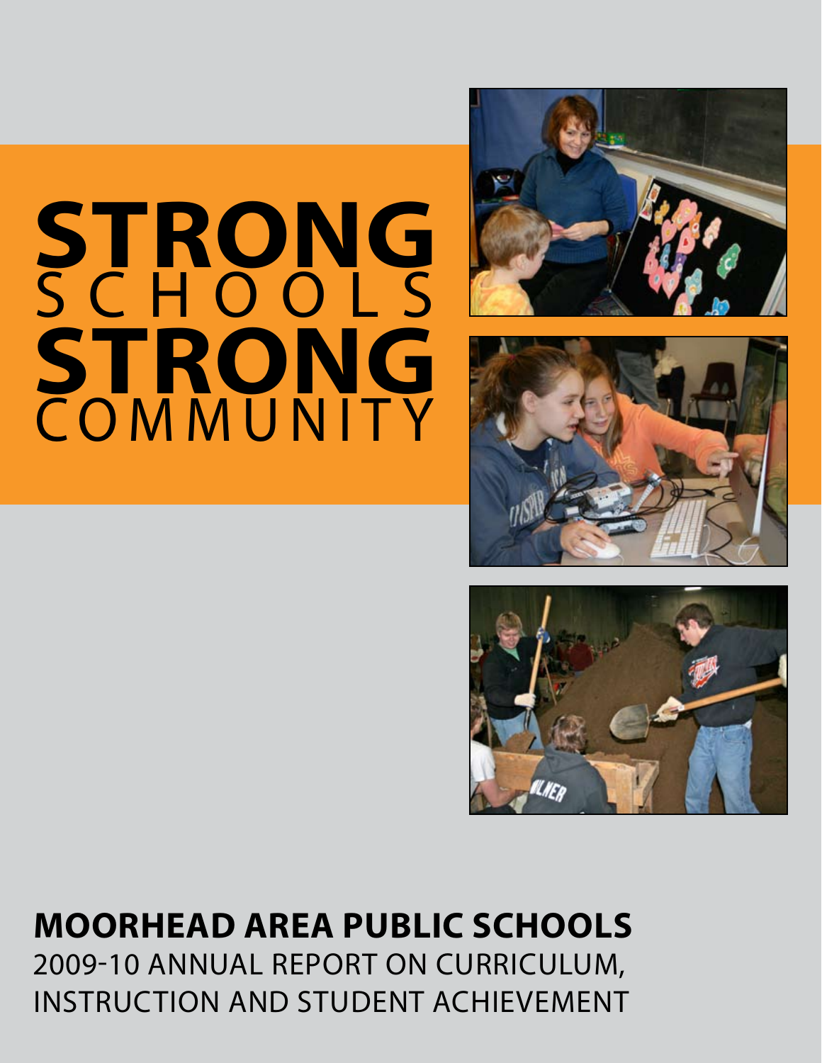# STRONG SCHOOLS STRONG COMMUNITY

## MOORHEAD AREA PUBLIC SCHOOLS

2009-10 ANNUAL REPORT ON CURRICULUM, INSTRUCTION AND STUDENT ACHIEVEMENT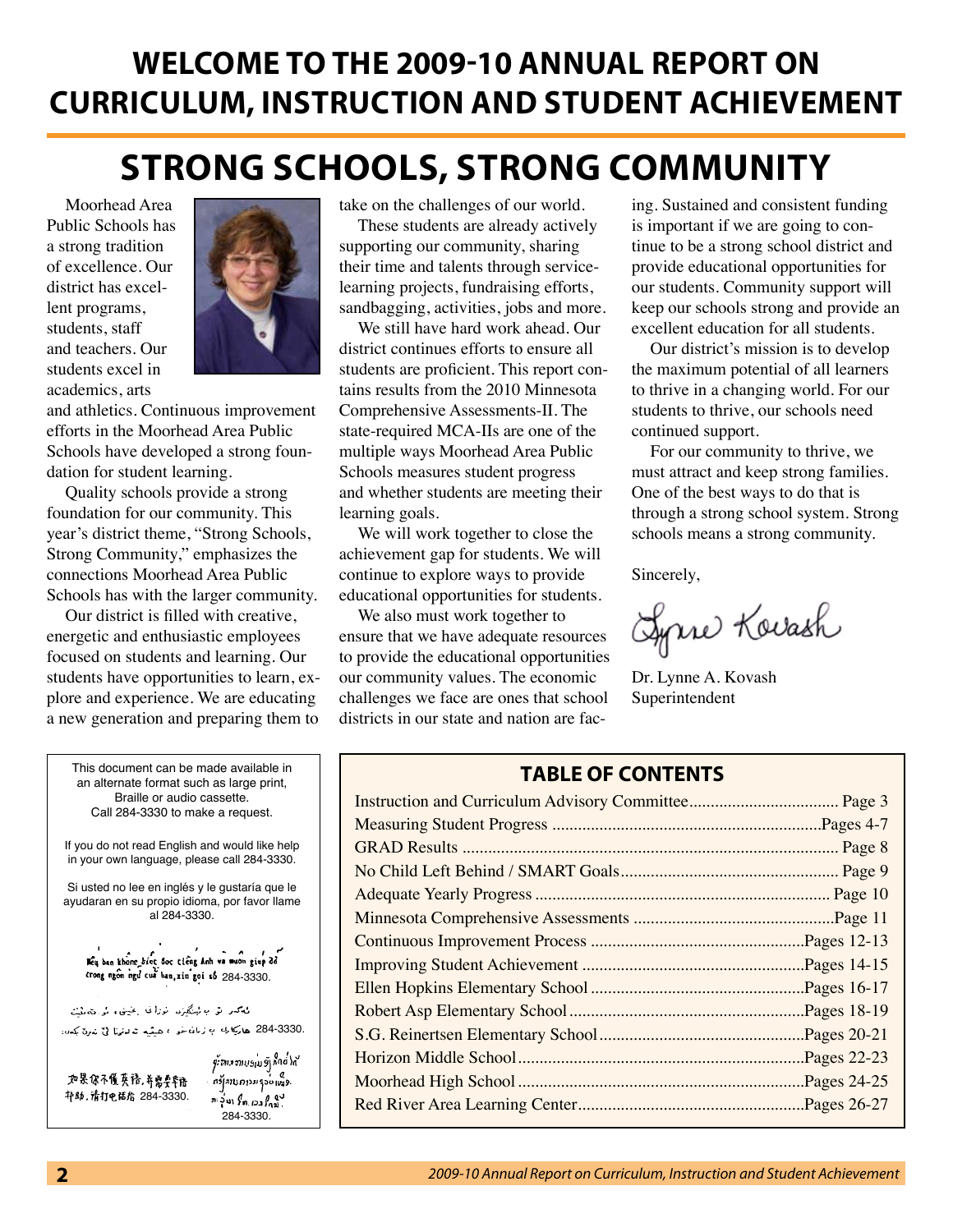# WELCOME TO THE 2009-10 ANNUAL REPORT ON CURRICULUM, INSTRUCTION AND STUDENT ACHIEVEMENT

## STRONG SCHOOLS, STRONG COMMUNITY

Moorhead Area Public Schools has a strong tradition of excellence. Our district has excellent programs, students, staff and teachers. Our students excel in academics, arts and athletics. Continuous improvement efforts in the Moorhead Area Public Schools have developed a strong foundation for student learning.

Quality schools provide a strong foundation for our community. This year's district theme, "Strong Schools, Strong Community," emphasizes the connections Moorhead Area Public Schools has with the larger community.

Our district is filled with creative, energetic and enthusiastic employees focused on students and learning. Our students have opportunities to learn, explore and experience. We are educating a new generation and preparing them to take on the challenges of our world.

These students are already actively supporting our community, sharing their time and talents through service-learning projects, fundraising efforts, sandbagging, activities, jobs and more.

We still have hard work ahead. Our district continues efforts to ensure all students are proficient. This report contains results from the 2010 Minnesota Comprehensive Assessments-II. The state-required MCA-IIs are one of the multiple ways Moorhead Area Public Schools measures student progress and whether students are meeting their learning goals.

We will work together to close the achievement gap for students. We will continue to explore ways to provide educational opportunities for students.

We also must work together to ensure that we have adequate resources to provide the educational opportunities our community values. The economic challenges we face are ones that school districts in our state and nation are facing. Sustained and consistent funding is important if we are going to continue to be a strong school district and provide educational opportunities for our students. Community support will keep our schools strong and provide an excellent education for all students.

Our district's mission is to develop the maximum potential of all learners to thrive in a changing world. For our students to thrive, our schools need continued support.

For our community to thrive, we must attract and keep strong families. One of the best ways to do that is through a strong school system. Strong schools means a strong community.

Sincerely,

Lynne Kovash

Dr. Lynne A. Kovash
Superintendent

---

This document can be made available in an alternate format such as large print, Braille or audio cassette. Call 284-3330 to make a request.

If you do not read English and would like help in your own language, please call 284-3330.

Si usted no lee en inglés y le gustaría que le ayudaran en su propio idioma, por favor llame al 284-3330.

Nếu bạn không biết đọc tiếng Anh và muốn giúp đỡ trong ngôn ngữ của bạn, xin gọi số 284-3330.

ئەگەر تو بە ئینگلیزی نازانی بخوینی، و دەتەوێت هاوکاری بە زمانی خوت بکریت، تکایە تەلەفون بکە بۆ ژمارە 284-3330.

如果您不懂英語，并需要幫助，請打电话给 284-3330.

ຖ້າທ່ານອ່ານພາສາອັງກິດບໍ່ໄດ້ ແລະຕ້ອງການຄວາມຊ່ວຍເຫລືອ ກະລຸນາໂທຫາເບີ 284-3330.

---

### TABLE OF CONTENTS

| Section | Page |
|---|---|
| Instruction and Curriculum Advisory Committee | Page 3 |
| Measuring Student Progress | Pages 4-7 |
| GRAD Results | Page 8 |
| No Child Left Behind / SMART Goals | Page 9 |
| Adequate Yearly Progress | Page 10 |
| Minnesota Comprehensive Assessments | Page 11 |
| Continuous Improvement Process | Pages 12-13 |
| Improving Student Achievement | Pages 14-15 |
| Ellen Hopkins Elementary School | Pages 16-17 |
| Robert Asp Elementary School | Pages 18-19 |
| S.G. Reinertsen Elementary School | Pages 20-21 |
| Horizon Middle School | Pages 22-23 |
| Moorhead High School | Pages 24-25 |
| Red River Area Learning Center | Pages 26-27 |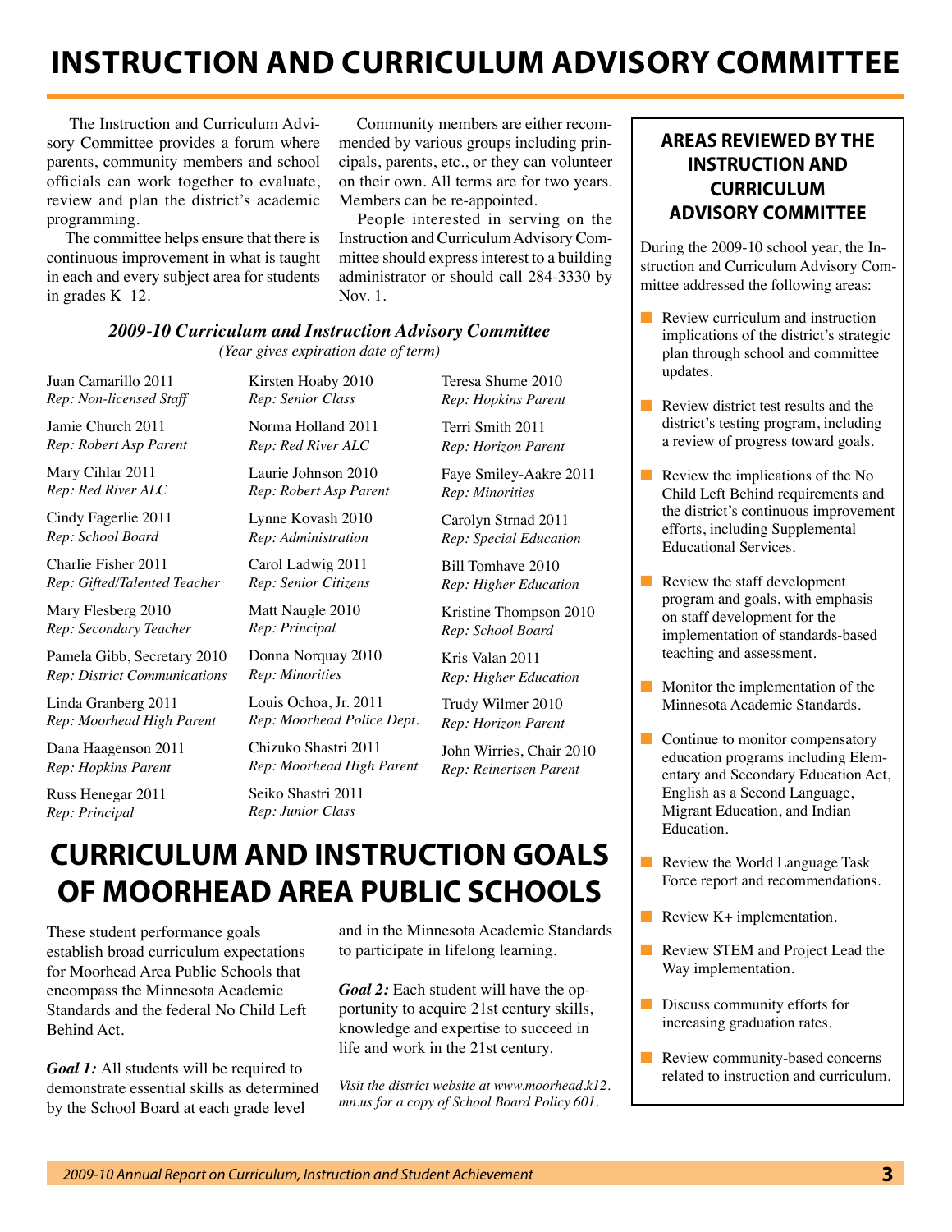# INSTRUCTION AND CURRICULUM ADVISORY COMMITTEE

The Instruction and Curriculum Advisory Committee provides a forum where parents, community members and school officials can work together to evaluate, review and plan the district's academic programming.

The committee helps ensure that there is continuous improvement in what is taught in each and every subject area for students in grades K–12.

Community members are either recommended by various groups including principals, parents, etc., or they can volunteer on their own. All terms are for two years. Members can be re-appointed.

People interested in serving on the Instruction and Curriculum Advisory Committee should express interest to a building administrator or should call 284-3330 by Nov. 1.

### *2009-10 Curriculum and Instruction Advisory Committee*

*(Year gives expiration date of term)*

Juan Camarillo 2011
*Rep: Non-licensed Staff*

Jamie Church 2011
*Rep: Robert Asp Parent*

Mary Cihlar 2011
*Rep: Red River ALC*

Cindy Fagerlie 2011
*Rep: School Board*

Charlie Fisher 2011
*Rep: Gifted/Talented Teacher*

Mary Flesberg 2010
*Rep: Secondary Teacher*

Pamela Gibb, Secretary 2010
*Rep: District Communications*

Linda Granberg 2011
*Rep: Moorhead High Parent*

Dana Haagenson 2011
*Rep: Hopkins Parent*

Russ Henegar 2011
*Rep: Principal*

Kirsten Hoaby 2010
*Rep: Senior Class*

Norma Holland 2011
*Rep: Red River ALC*

Laurie Johnson 2010
*Rep: Robert Asp Parent*

Lynne Kovash 2010
*Rep: Administration*

Carol Ladwig 2011
*Rep: Senior Citizens*

Matt Naugle 2010
*Rep: Principal*

Donna Norquay 2010
*Rep: Minorities*

Louis Ochoa, Jr. 2011
*Rep: Moorhead Police Dept.*

Chizuko Shastri 2011
*Rep: Moorhead High Parent*

Seiko Shastri 2011
*Rep: Junior Class*

Teresa Shume 2010
*Rep: Hopkins Parent*

Terri Smith 2011
*Rep: Horizon Parent*

Faye Smiley-Aakre 2011
*Rep: Minorities*

Carolyn Strnad 2011
*Rep: Special Education*

Bill Tomhave 2010
*Rep: Higher Education*

Kristine Thompson 2010
*Rep: School Board*

Kris Valan 2011
*Rep: Higher Education*

Trudy Wilmer 2010
*Rep: Horizon Parent*

John Wirries, Chair 2010
*Rep: Reinertsen Parent*

# CURRICULUM AND INSTRUCTION GOALS OF MOORHEAD AREA PUBLIC SCHOOLS

These student performance goals establish broad curriculum expectations for Moorhead Area Public Schools that encompass the Minnesota Academic Standards and the federal No Child Left Behind Act.

*Goal 1:* All students will be required to demonstrate essential skills as determined by the School Board at each grade level and in the Minnesota Academic Standards to participate in lifelong learning.

*Goal 2:* Each student will have the opportunity to acquire 21st century skills, knowledge and expertise to succeed in life and work in the 21st century.

*Visit the district website at www.moorhead.k12.mn.us for a copy of School Board Policy 601.*

## AREAS REVIEWED BY THE INSTRUCTION AND CURRICULUM ADVISORY COMMITTEE

During the 2009-10 school year, the Instruction and Curriculum Advisory Committee addressed the following areas:

- Review curriculum and instruction implications of the district's strategic plan through school and committee updates.
- Review district test results and the district's testing program, including a review of progress toward goals.
- Review the implications of the No Child Left Behind requirements and the district's continuous improvement efforts, including Supplemental Educational Services.
- Review the staff development program and goals, with emphasis on staff development for the implementation of standards-based teaching and assessment.
- Monitor the implementation of the Minnesota Academic Standards.
- Continue to monitor compensatory education programs including Elementary and Secondary Education Act, English as a Second Language, Migrant Education, and Indian Education.
- Review the World Language Task Force report and recommendations.
- Review K+ implementation.
- Review STEM and Project Lead the Way implementation.
- Discuss community efforts for increasing graduation rates.
- Review community-based concerns related to instruction and curriculum.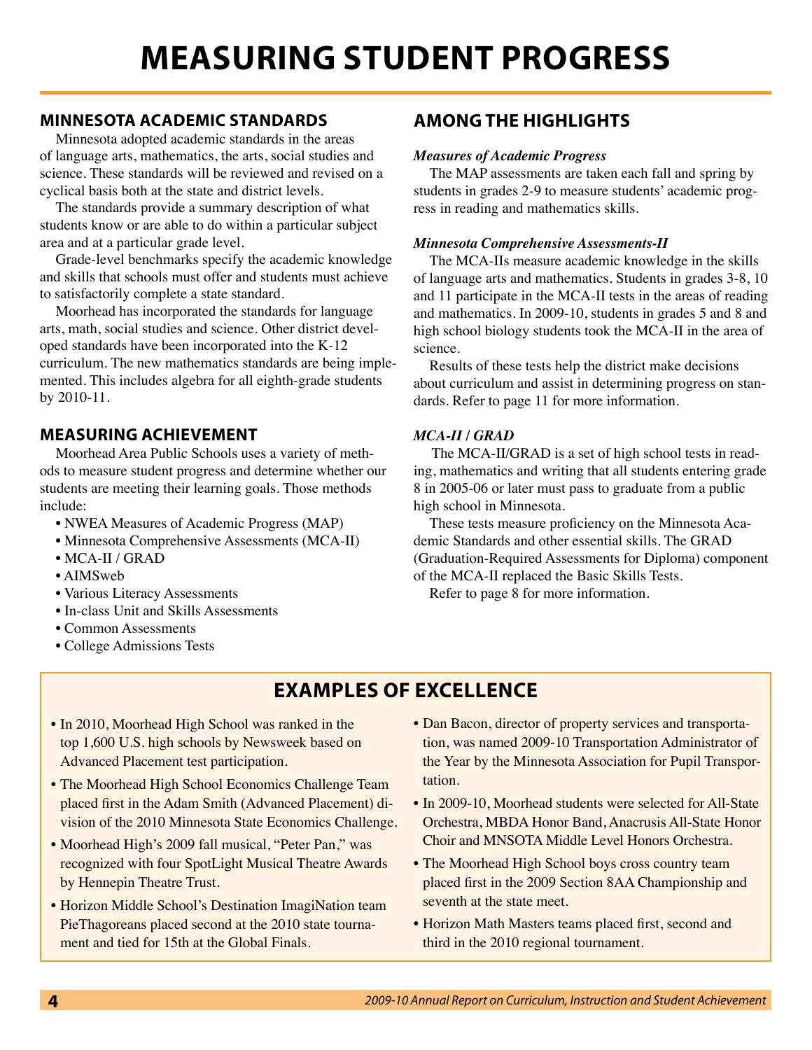# MEASURING STUDENT PROGRESS

## MINNESOTA ACADEMIC STANDARDS

Minnesota adopted academic standards in the areas of language arts, mathematics, the arts, social studies and science. These standards will be reviewed and revised on a cyclical basis both at the state and district levels.

The standards provide a summary description of what students know or are able to do within a particular subject area and at a particular grade level.

Grade-level benchmarks specify the academic knowledge and skills that schools must offer and students must achieve to satisfactorily complete a state standard.

Moorhead has incorporated the standards for language arts, math, social studies and science. Other district developed standards have been incorporated into the K-12 curriculum. The new mathematics standards are being implemented. This includes algebra for all eighth-grade students by 2010-11.

## MEASURING ACHIEVEMENT

Moorhead Area Public Schools uses a variety of methods to measure student progress and determine whether our students are meeting their learning goals. Those methods include:

- NWEA Measures of Academic Progress (MAP)
- Minnesota Comprehensive Assessments (MCA-II)
- MCA-II / GRAD
- AIMSweb
- Various Literacy Assessments
- In-class Unit and Skills Assessments
- Common Assessments
- College Admissions Tests

## AMONG THE HIGHLIGHTS

***Measures of Academic Progress***

The MAP assessments are taken each fall and spring by students in grades 2-9 to measure students' academic progress in reading and mathematics skills.

***Minnesota Comprehensive Assessments-II***

The MCA-IIs measure academic knowledge in the skills of language arts and mathematics. Students in grades 3-8, 10 and 11 participate in the MCA-II tests in the areas of reading and mathematics. In 2009-10, students in grades 5 and 8 and high school biology students took the MCA-II in the area of science.

Results of these tests help the district make decisions about curriculum and assist in determining progress on standards. Refer to page 11 for more information.

***MCA-II / GRAD***

The MCA-II/GRAD is a set of high school tests in reading, mathematics and writing that all students entering grade 8 in 2005-06 or later must pass to graduate from a public high school in Minnesota.

These tests measure proficiency on the Minnesota Academic Standards and other essential skills. The GRAD (Graduation-Required Assessments for Diploma) component of the MCA-II replaced the Basic Skills Tests.

Refer to page 8 for more information.

## EXAMPLES OF EXCELLENCE

- In 2010, Moorhead High School was ranked in the top 1,600 U.S. high schools by Newsweek based on Advanced Placement test participation.
- The Moorhead High School Economics Challenge Team placed first in the Adam Smith (Advanced Placement) division of the 2010 Minnesota State Economics Challenge.
- Moorhead High's 2009 fall musical, "Peter Pan," was recognized with four SpotLight Musical Theatre Awards by Hennepin Theatre Trust.
- Horizon Middle School's Destination ImagiNation team PieThagoreans placed second at the 2010 state tournament and tied for 15th at the Global Finals.
- Dan Bacon, director of property services and transportation, was named 2009-10 Transportation Administrator of the Year by the Minnesota Association for Pupil Transportation.
- In 2009-10, Moorhead students were selected for All-State Orchestra, MBDA Honor Band, Anacrusis All-State Honor Choir and MNSOTA Middle Level Honors Orchestra.
- The Moorhead High School boys cross country team placed first in the 2009 Section 8AA Championship and seventh at the state meet.
- Horizon Math Masters teams placed first, second and third in the 2010 regional tournament.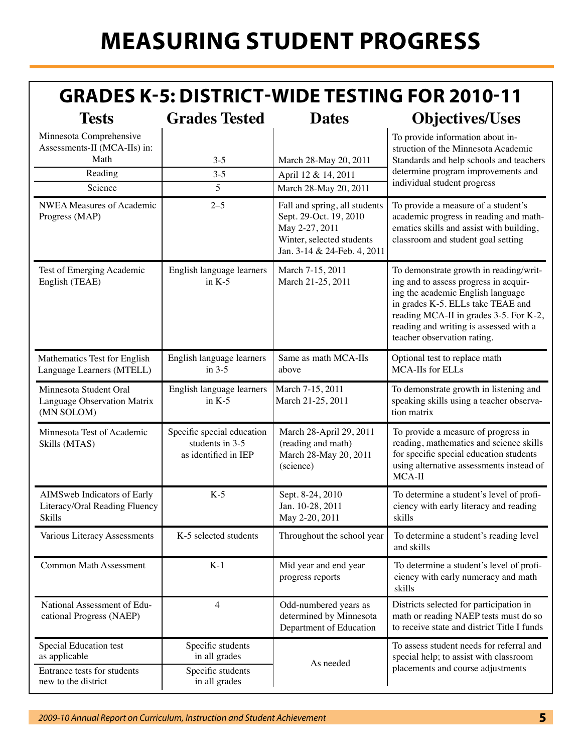# MEASURING STUDENT PROGRESS

## GRADES K-5: DISTRICT-WIDE TESTING FOR 2010-11

| Tests | Grades Tested | Dates | Objectives/Uses |
|---|---|---|---|
| Minnesota Comprehensive Assessments-II (MCA-IIs) in: Math | 3-5 | March 28-May 20, 2011 | To provide information about instruction of the Minnesota Academic Standards and help schools and teachers determine program improvements and individual student progress |
| Reading | 3-5 | April 12 & 14, 2011 | |
| Science | 5 | March 28-May 20, 2011 | |
| NWEA Measures of Academic Progress (MAP) | 2–5 | Fall and spring, all students Sept. 29-Oct. 19, 2010 May 2-27, 2011 Winter, selected students Jan. 3-14 & 24-Feb. 4, 2011 | To provide a measure of a student's academic progress in reading and mathematics skills and assist with building, classroom and student goal setting |
| Test of Emerging Academic English (TEAE) | English language learners in K-5 | March 7-15, 2011 March 21-25, 2011 | To demonstrate growth in reading/writing and to assess progress in acquiring the academic English language in grades K-5. ELLs take TEAE and reading MCA-II in grades 3-5. For K-2, reading and writing is assessed with a teacher observation rating. |
| Mathematics Test for English Language Learners (MTELL) | English language learners in 3-5 | Same as math MCA-IIs above | Optional test to replace math MCA-IIs for ELLs |
| Minnesota Student Oral Language Observation Matrix (MN SOLOM) | English language learners in K-5 | March 7-15, 2011 March 21-25, 2011 | To demonstrate growth in listening and speaking skills using a teacher observation matrix |
| Minnesota Test of Academic Skills (MTAS) | Specific special education students in 3-5 as identified in IEP | March 28-April 29, 2011 (reading and math) March 28-May 20, 2011 (science) | To provide a measure of progress in reading, mathematics and science skills for specific special education students using alternative assessments instead of MCA-II |
| AIMSweb Indicators of Early Literacy/Oral Reading Fluency Skills | K-5 | Sept. 8-24, 2010 Jan. 10-28, 2011 May 2-20, 2011 | To determine a student's level of proficiency with early literacy and reading skills |
| Various Literacy Assessments | K-5 selected students | Throughout the school year | To determine a student's reading level and skills |
| Common Math Assessment | K-1 | Mid year and end year progress reports | To determine a student's level of proficiency with early numeracy and math skills |
| National Assessment of Educational Progress (NAEP) | 4 | Odd-numbered years as determined by Minnesota Department of Education | Districts selected for participation in math or reading NAEP tests must do so to receive state and district Title I funds |
| Special Education test as applicable | Specific students in all grades | As needed | To assess student needs for referral and special help; to assist with classroom placements and course adjustments |
| Entrance tests for students new to the district | Specific students in all grades | | |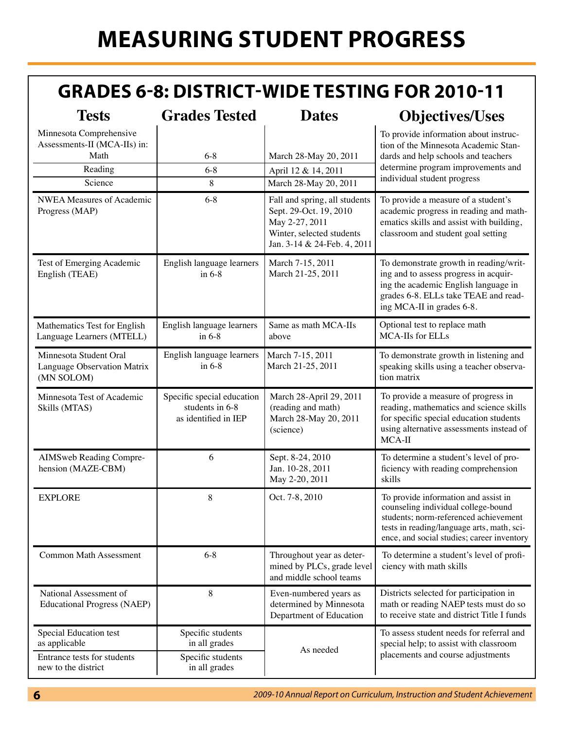# MEASURING STUDENT PROGRESS

## GRADES 6-8: DISTRICT-WIDE TESTING FOR 2010-11

| Tests | Grades Tested | Dates | Objectives/Uses |
|---|---|---|---|
| Minnesota Comprehensive Assessments-II (MCA-IIs) in: Math | 6-8 | March 28-May 20, 2011 | To provide information about instruction of the Minnesota Academic Standards and help schools and teachers determine program improvements and individual student progress |
| Reading | 6-8 | April 12 & 14, 2011 | |
| Science | 8 | March 28-May 20, 2011 | |
| NWEA Measures of Academic Progress (MAP) | 6-8 | Fall and spring, all students Sept. 29-Oct. 19, 2010 May 2-27, 2011 Winter, selected students Jan. 3-14 & 24-Feb. 4, 2011 | To provide a measure of a student's academic progress in reading and mathematics skills and assist with building, classroom and student goal setting |
| Test of Emerging Academic English (TEAE) | English language learners in 6-8 | March 7-15, 2011 March 21-25, 2011 | To demonstrate growth in reading/writing and to assess progress in acquiring the academic English language in grades 6-8. ELLs take TEAE and reading MCA-II in grades 6-8. |
| Mathematics Test for English Language Learners (MTELL) | English language learners in 6-8 | Same as math MCA-IIs above | Optional test to replace math MCA-IIs for ELLs |
| Minnesota Student Oral Language Observation Matrix (MN SOLOM) | English language learners in 6-8 | March 7-15, 2011 March 21-25, 2011 | To demonstrate growth in listening and speaking skills using a teacher observation matrix |
| Minnesota Test of Academic Skills (MTAS) | Specific special education students in 6-8 as identified in IEP | March 28-April 29, 2011 (reading and math) March 28-May 20, 2011 (science) | To provide a measure of progress in reading, mathematics and science skills for specific special education students using alternative assessments instead of MCA-II |
| AIMSweb Reading Comprehension (MAZE-CBM) | 6 | Sept. 8-24, 2010 Jan. 10-28, 2011 May 2-20, 2011 | To determine a student's level of proficiency with reading comprehension skills |
| EXPLORE | 8 | Oct. 7-8, 2010 | To provide information and assist in counseling individual college-bound students; norm-referenced achievement tests in reading/language arts, math, science, and social studies; career inventory |
| Common Math Assessment | 6-8 | Throughout year as determined by PLCs, grade level and middle school teams | To determine a student's level of proficiency with math skills |
| National Assessment of Educational Progress (NAEP) | 8 | Even-numbered years as determined by Minnesota Department of Education | Districts selected for participation in math or reading NAEP tests must do so to receive state and district Title I funds |
| Special Education test as applicable | Specific students in all grades | As needed | To assess student needs for referral and special help; to assist with classroom placements and course adjustments |
| Entrance tests for students new to the district | Specific students in all grades | | |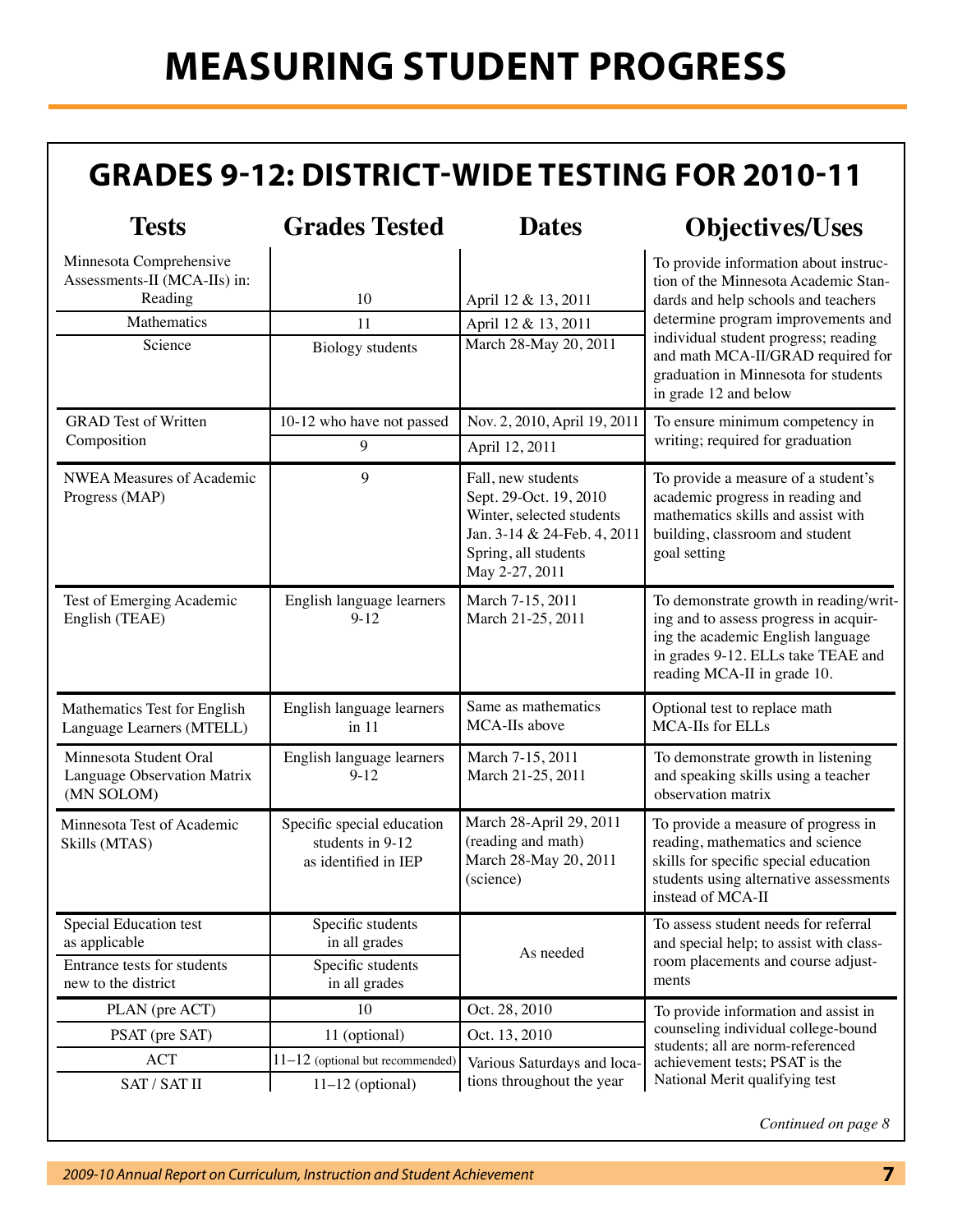# MEASURING STUDENT PROGRESS

## GRADES 9-12: DISTRICT-WIDE TESTING FOR 2010-11

| Tests | Grades Tested | Dates | Objectives/Uses |
|---|---|---|---|
| Minnesota Comprehensive Assessments-II (MCA-IIs) in: Reading | 10 | April 12 & 13, 2011 | To provide information about instruction of the Minnesota Academic Standards and help schools and teachers determine program improvements and individual student progress; reading and math MCA-II/GRAD required for graduation in Minnesota for students in grade 12 and below |
| Mathematics | 11 | April 12 & 13, 2011 | |
| Science | Biology students | March 28-May 20, 2011 | |
| GRAD Test of Written Composition | 10-12 who have not passed | Nov. 2, 2010, April 19, 2011 | To ensure minimum competency in writing; required for graduation |
| | 9 | April 12, 2011 | |
| NWEA Measures of Academic Progress (MAP) | 9 | Fall, new students Sept. 29-Oct. 19, 2010 Winter, selected students Jan. 3-14 & 24-Feb. 4, 2011 Spring, all students May 2-27, 2011 | To provide a measure of a student's academic progress in reading and mathematics skills and assist with building, classroom and student goal setting |
| Test of Emerging Academic English (TEAE) | English language learners 9-12 | March 7-15, 2011 March 21-25, 2011 | To demonstrate growth in reading/writing and to assess progress in acquiring the academic English language in grades 9-12. ELLs take TEAE and reading MCA-II in grade 10. |
| Mathematics Test for English Language Learners (MTELL) | English language learners in 11 | Same as mathematics MCA-IIs above | Optional test to replace math MCA-IIs for ELLs |
| Minnesota Student Oral Language Observation Matrix (MN SOLOM) | English language learners 9-12 | March 7-15, 2011 March 21-25, 2011 | To demonstrate growth in listening and speaking skills using a teacher observation matrix |
| Minnesota Test of Academic Skills (MTAS) | Specific special education students in 9-12 as identified in IEP | March 28-April 29, 2011 (reading and math) March 28-May 20, 2011 (science) | To provide a measure of progress in reading, mathematics and science skills for specific special education students using alternative assessments instead of MCA-II |
| Special Education test as applicable | Specific students in all grades | As needed | To assess student needs for referral and special help; to assist with classroom placements and course adjustments |
| Entrance tests for students new to the district | Specific students in all grades | | |
| PLAN (pre ACT) | 10 | Oct. 28, 2010 | To provide information and assist in counseling individual college-bound students; all are norm-referenced achievement tests; PSAT is the National Merit qualifying test |
| PSAT (pre SAT) | 11 (optional) | Oct. 13, 2010 | |
| ACT | 11–12 (optional but recommended) | Various Saturdays and locations throughout the year | |
| SAT / SAT II | 11–12 (optional) | | |

*Continued on page 8*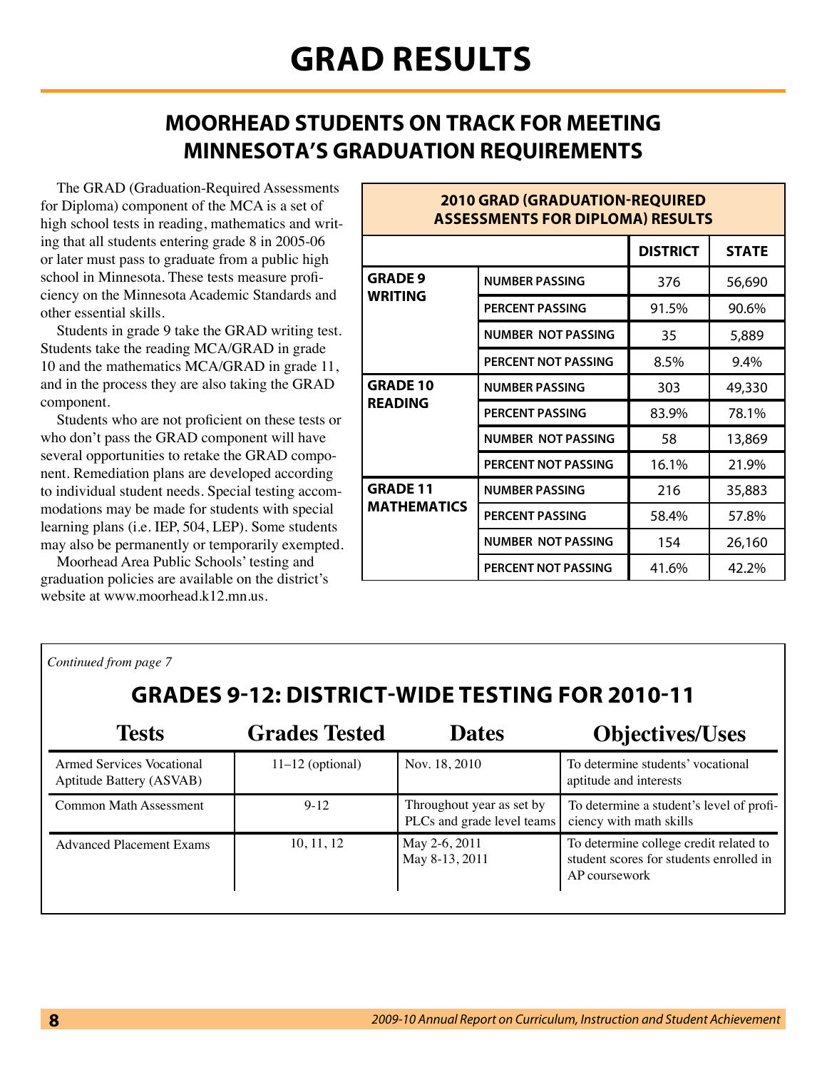# GRAD RESULTS

## MOORHEAD STUDENTS ON TRACK FOR MEETING MINNESOTA'S GRADUATION REQUIREMENTS

The GRAD (Graduation-Required Assessments for Diploma) component of the MCA is a set of high school tests in reading, mathematics and writing that all students entering grade 8 in 2005-06 or later must pass to graduate from a public high school in Minnesota. These tests measure proficiency on the Minnesota Academic Standards and other essential skills.

Students in grade 9 take the GRAD writing test. Students take the reading MCA/GRAD in grade 10 and the mathematics MCA/GRAD in grade 11, and in the process they are also taking the GRAD component.

Students who are not proficient on these tests or who don't pass the GRAD component will have several opportunities to retake the GRAD component. Remediation plans are developed according to individual student needs. Special testing accommodations may be made for students with special learning plans (i.e. IEP, 504, LEP). Some students may also be permanently or temporarily exempted.

Moorhead Area Public Schools' testing and graduation policies are available on the district's website at www.moorhead.k12.mn.us.

**2010 GRAD (GRADUATION-REQUIRED ASSESSMENTS FOR DIPLOMA) RESULTS**

| | | DISTRICT | STATE |
|---|---|---|---|
| **GRADE 9 WRITING** | NUMBER PASSING | 376 | 56,690 |
| | PERCENT PASSING | 91.5% | 90.6% |
| | NUMBER NOT PASSING | 35 | 5,889 |
| | PERCENT NOT PASSING | 8.5% | 9.4% |
| **GRADE 10 READING** | NUMBER PASSING | 303 | 49,330 |
| | PERCENT PASSING | 83.9% | 78.1% |
| | NUMBER NOT PASSING | 58 | 13,869 |
| | PERCENT NOT PASSING | 16.1% | 21.9% |
| **GRADE 11 MATHEMATICS** | NUMBER PASSING | 216 | 35,883 |
| | PERCENT PASSING | 58.4% | 57.8% |
| | NUMBER NOT PASSING | 154 | 26,160 |
| | PERCENT NOT PASSING | 41.6% | 42.2% |

*Continued from page 7*

## GRADES 9-12: DISTRICT-WIDE TESTING FOR 2010-11

| Tests | Grades Tested | Dates | Objectives/Uses |
|---|---|---|---|
| Armed Services Vocational Aptitude Battery (ASVAB) | 11–12 (optional) | Nov. 18, 2010 | To determine students' vocational aptitude and interests |
| Common Math Assessment | 9-12 | Throughout year as set by PLCs and grade level teams | To determine a student's level of proficiency with math skills |
| Advanced Placement Exams | 10, 11, 12 | May 2-6, 2011<br>May 8-13, 2011 | To determine college credit related to student scores for students enrolled in AP coursework |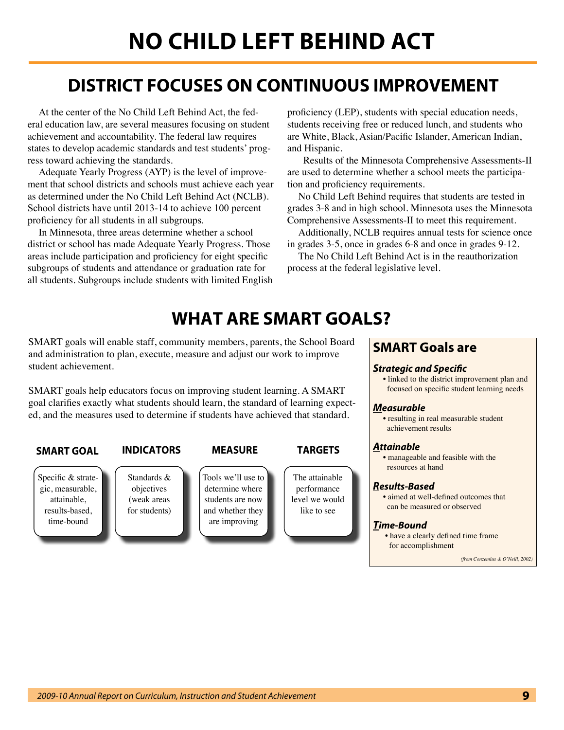# NO CHILD LEFT BEHIND ACT

## DISTRICT FOCUSES ON CONTINUOUS IMPROVEMENT

At the center of the No Child Left Behind Act, the federal education law, are several measures focusing on student achievement and accountability. The federal law requires states to develop academic standards and test students' progress toward achieving the standards.

Adequate Yearly Progress (AYP) is the level of improvement that school districts and schools must achieve each year as determined under the No Child Left Behind Act (NCLB). School districts have until 2013-14 to achieve 100 percent proficiency for all students in all subgroups.

In Minnesota, three areas determine whether a school district or school has made Adequate Yearly Progress. Those areas include participation and proficiency for eight specific subgroups of students and attendance or graduation rate for all students. Subgroups include students with limited English proficiency (LEP), students with special education needs, students receiving free or reduced lunch, and students who are White, Black, Asian/Pacific Islander, American Indian, and Hispanic.

Results of the Minnesota Comprehensive Assessments-II are used to determine whether a school meets the participation and proficiency requirements.

No Child Left Behind requires that students are tested in grades 3-8 and in high school. Minnesota uses the Minnesota Comprehensive Assessments-II to meet this requirement.

Additionally, NCLB requires annual tests for science once in grades 3-5, once in grades 6-8 and once in grades 9-12.

The No Child Left Behind Act is in the reauthorization process at the federal legislative level.

## WHAT ARE SMART GOALS?

SMART goals will enable staff, community members, parents, the School Board and administration to plan, execute, measure and adjust our work to improve student achievement.

SMART goals help educators focus on improving student learning. A SMART goal clarifies exactly what students should learn, the standard of learning expected, and the measures used to determine if students have achieved that standard.

| SMART GOAL | INDICATORS | MEASURE | TARGETS |
|---|---|---|---|
| Specific & strategic, measurable, attainable, results-based, time-bound | Standards & objectives (weak areas for students) | Tools we'll use to determine where students are now and whether they are improving | The attainable performance level we would like to see |

### SMART Goals are

***S**trategic and Specific*
- linked to the district improvement plan and focused on specific student learning needs

***M**easurable*
- resulting in real measurable student achievement results

***A**ttainable*
- manageable and feasible with the resources at hand

***R**esults-Based*
- aimed at well-defined outcomes that can be measured or observed

***T**ime-Bound*
- have a clearly defined time frame for accomplishment

*(from Conzemius & O'Neill, 2002)*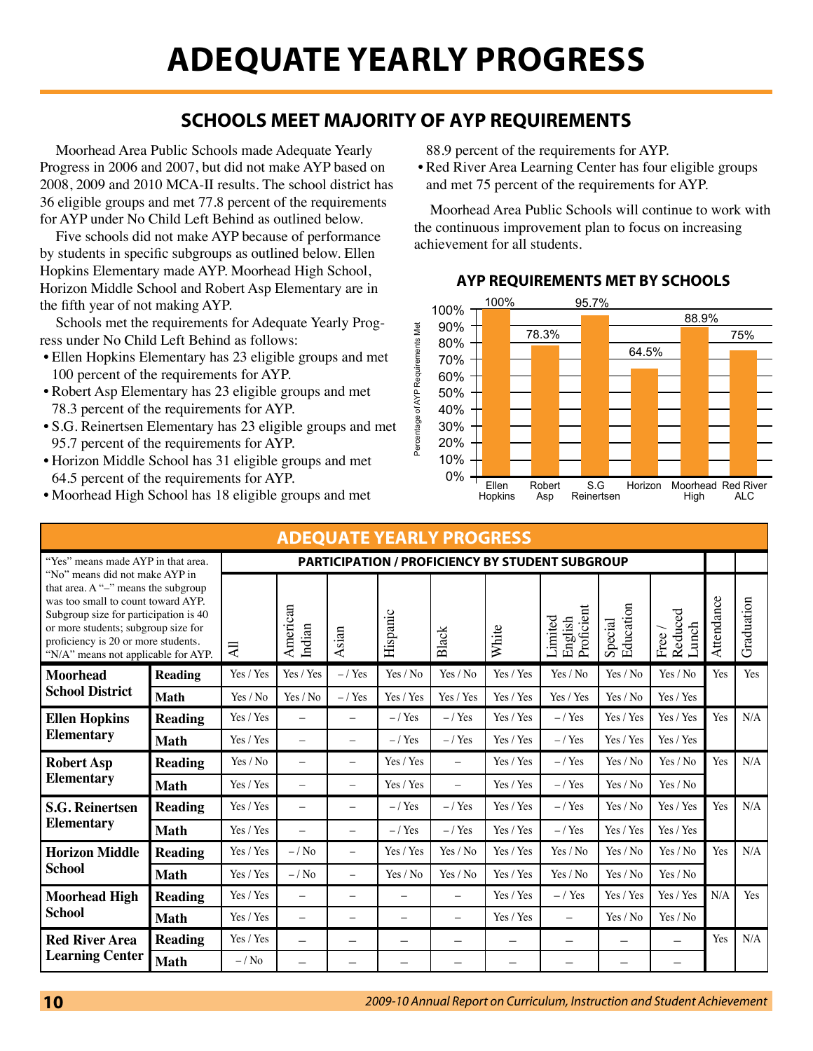# ADEQUATE YEARLY PROGRESS

## SCHOOLS MEET MAJORITY OF AYP REQUIREMENTS

Moorhead Area Public Schools made Adequate Yearly Progress in 2006 and 2007, but did not make AYP based on 2008, 2009 and 2010 MCA-II results. The school district has 36 eligible groups and met 77.8 percent of the requirements for AYP under No Child Left Behind as outlined below.

Five schools did not make AYP because of performance by students in specific subgroups as outlined below. Ellen Hopkins Elementary made AYP. Moorhead High School, Horizon Middle School and Robert Asp Elementary are in the fifth year of not making AYP.

Schools met the requirements for Adequate Yearly Progress under No Child Left Behind as follows:

- Ellen Hopkins Elementary has 23 eligible groups and met 100 percent of the requirements for AYP.
- Robert Asp Elementary has 23 eligible groups and met 78.3 percent of the requirements for AYP.
- S.G. Reinertsen Elementary has 23 eligible groups and met 95.7 percent of the requirements for AYP.
- Horizon Middle School has 31 eligible groups and met 64.5 percent of the requirements for AYP.
- Moorhead High School has 18 eligible groups and met 88.9 percent of the requirements for AYP.
- Red River Area Learning Center has four eligible groups and met 75 percent of the requirements for AYP.

Moorhead Area Public Schools will continue to work with the continuous improvement plan to focus on increasing achievement for all students.

### AYP REQUIREMENTS MET BY SCHOOLS

| School | Percentage of AYP Requirements Met |
|---|---|
| Ellen Hopkins | 100% |
| Robert Asp | 78.3% |
| S.G Reinertsen | 95.7% |
| Horizon | 64.5% |
| Moorhead High | 88.9% |
| Red River ALC | 75% |

### ADEQUATE YEARLY PROGRESS

"Yes" means made AYP in that area. "No" means did not make AYP in that area. A "–" means the subgroup was too small to count toward AYP. Subgroup size for participation is 40 or more students; subgroup size for proficiency is 20 or more students. "N/A" means not applicable for AYP.

PARTICIPATION / PROFICIENCY BY STUDENT SUBGROUP

| School | Subject | All | American Indian | Asian | Hispanic | Black | White | Limited English Proficient | Special Education | Free / Reduced Lunch | Attendance | Graduation |
|---|---|---|---|---|---|---|---|---|---|---|---|---|
| Moorhead School District | Reading | Yes / Yes | Yes / Yes | – / Yes | Yes / No | Yes / No | Yes / Yes | Yes / No | Yes / No | Yes / No | Yes | Yes |
| | Math | Yes / No | Yes / No | – / Yes | Yes / Yes | Yes / Yes | Yes / Yes | Yes / Yes | Yes / No | Yes / Yes | | |
| Ellen Hopkins Elementary | Reading | Yes / Yes | – | – | – / Yes | – / Yes | Yes / Yes | – / Yes | Yes / Yes | Yes / Yes | Yes | N/A |
| | Math | Yes / Yes | – | – | – / Yes | – / Yes | Yes / Yes | – / Yes | Yes / Yes | Yes / Yes | | |
| Robert Asp Elementary | Reading | Yes / No | – | – | Yes / Yes | – | Yes / Yes | – / Yes | Yes / No | Yes / No | Yes | N/A |
| | Math | Yes / Yes | – | – | Yes / Yes | – | Yes / Yes | – / Yes | Yes / No | Yes / No | | |
| S.G. Reinertsen Elementary | Reading | Yes / Yes | – | – | – / Yes | – / Yes | Yes / Yes | – / Yes | Yes / No | Yes / Yes | Yes | N/A |
| | Math | Yes / Yes | – | – | – / Yes | – / Yes | Yes / Yes | – / Yes | Yes / Yes | Yes / Yes | | |
| Horizon Middle School | Reading | Yes / Yes | – / No | – | Yes / Yes | Yes / No | Yes / Yes | Yes / No | Yes / No | Yes / No | Yes | N/A |
| | Math | Yes / Yes | – / No | – | Yes / No | Yes / No | Yes / Yes | Yes / No | Yes / No | Yes / No | | |
| Moorhead High School | Reading | Yes / Yes | – | – | – | – | Yes / Yes | – / Yes | Yes / Yes | Yes / Yes | N/A | Yes |
| | Math | Yes / Yes | – | – | – | – | Yes / Yes | – | Yes / No | Yes / No | | |
| Red River Area Learning Center | Reading | Yes / Yes | – | – | – | – | – | – | – | – | Yes | N/A |
| | Math | – / No | – | – | – | – | – | – | – | – | | |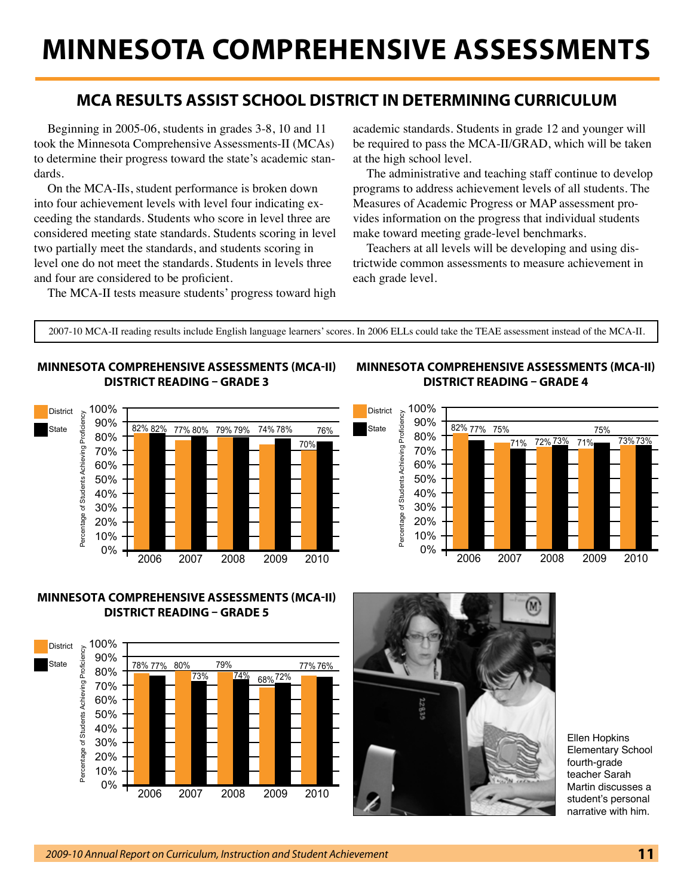# MINNESOTA COMPREHENSIVE ASSESSMENTS

## MCA RESULTS ASSIST SCHOOL DISTRICT IN DETERMINING CURRICULUM

Beginning in 2005-06, students in grades 3-8, 10 and 11 took the Minnesota Comprehensive Assessments-II (MCAs) to determine their progress toward the state's academic standards.

On the MCA-IIs, student performance is broken down into four achievement levels with level four indicating exceeding the standards. Students who score in level three are considered meeting state standards. Students scoring in level two partially meet the standards, and students scoring in level one do not meet the standards. Students in levels three and four are considered to be proficient.

The MCA-II tests measure students' progress toward high academic standards. Students in grade 12 and younger will be required to pass the MCA-II/GRAD, which will be taken at the high school level.

The administrative and teaching staff continue to develop programs to address achievement levels of all students. The Measures of Academic Progress or MAP assessment provides information on the progress that individual students make toward meeting grade-level benchmarks.

Teachers at all levels will be developing and using districtwide common assessments to measure achievement in each grade level.

2007-10 MCA-II reading results include English language learners' scores. In 2006 ELLs could take the TEAE assessment instead of the MCA-II.

### MINNESOTA COMPREHENSIVE ASSESSMENTS (MCA-II) DISTRICT READING – GRADE 3

Percentage of Students Achieving Proficiency

| Year | District | State |
|---|---|---|
| 2006 | 82% | 82% |
| 2007 | 77% | 80% |
| 2008 | 79% | 79% |
| 2009 | 74% | 78% |
| 2010 | 70% | 76% |

### MINNESOTA COMPREHENSIVE ASSESSMENTS (MCA-II) DISTRICT READING – GRADE 4

Percentage of Students Achieving Proficiency

| Year | District | State |
|---|---|---|
| 2006 | 82% | 77% |
| 2007 | 75% | 71% |
| 2008 | 72% | 73% |
| 2009 | 71% | 75% |
| 2010 | 73% | 73% |

### MINNESOTA COMPREHENSIVE ASSESSMENTS (MCA-II) DISTRICT READING – GRADE 5

Percentage of Students Achieving Proficiency

| Year | District | State |
|---|---|---|
| 2006 | 78% | 77% |
| 2007 | 80% | 73% |
| 2008 | 79% | 74% |
| 2009 | 68% | 72% |
| 2010 | 77% | 76% |

Ellen Hopkins Elementary School fourth-grade teacher Sarah Martin discusses a student's personal narrative with him.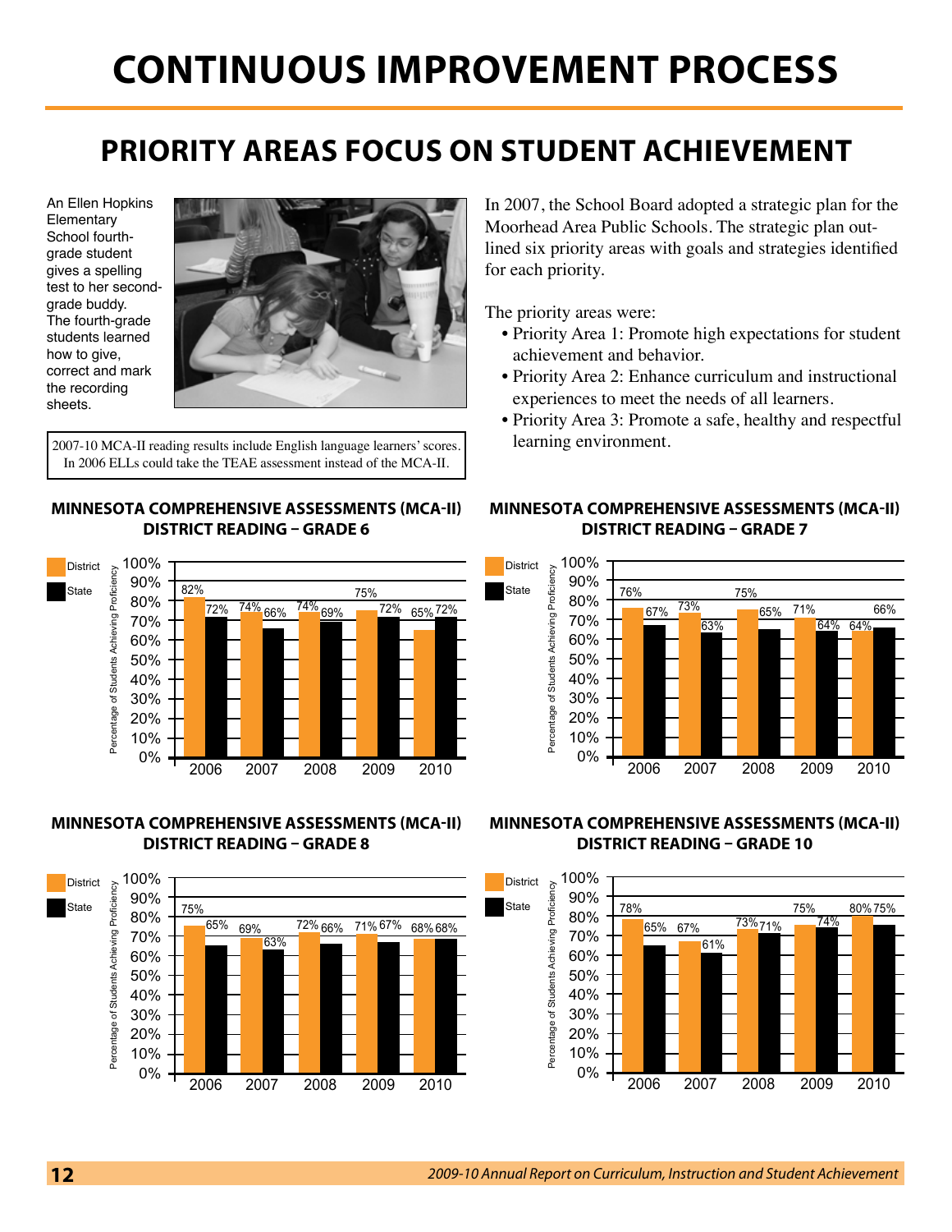# CONTINUOUS IMPROVEMENT PROCESS

## PRIORITY AREAS FOCUS ON STUDENT ACHIEVEMENT

An Ellen Hopkins Elementary School fourth-grade student gives a spelling test to her second-grade buddy. The fourth-grade students learned how to give, correct and mark the recording sheets.

2007-10 MCA-II reading results include English language learners' scores. In 2006 ELLs could take the TEAE assessment instead of the MCA-II.

In 2007, the School Board adopted a strategic plan for the Moorhead Area Public Schools. The strategic plan outlined six priority areas with goals and strategies identified for each priority.

The priority areas were:

- Priority Area 1: Promote high expectations for student achievement and behavior.
- Priority Area 2: Enhance curriculum and instructional experiences to meet the needs of all learners.
- Priority Area 3: Promote a safe, healthy and respectful learning environment.

### MINNESOTA COMPREHENSIVE ASSESSMENTS (MCA-II) DISTRICT READING – GRADE 6

Percentage of Students Achieving Proficiency

| Year | District | State |
|---|---|---|
| 2006 | 82% | 72% |
| 2007 | 74% | 66% |
| 2008 | 74% | 69% |
| 2009 | 75% | 72% |
| 2010 | 65% | 72% |

### MINNESOTA COMPREHENSIVE ASSESSMENTS (MCA-II) DISTRICT READING – GRADE 7

Percentage of Students Achieving Proficiency

| Year | District | State |
|---|---|---|
| 2006 | 76% | 67% |
| 2007 | 73% | 63% |
| 2008 | 75% | 65% |
| 2009 | 71% | 64% |
| 2010 | 64% | 66% |

### MINNESOTA COMPREHENSIVE ASSESSMENTS (MCA-II) DISTRICT READING – GRADE 8

Percentage of Students Achieving Proficiency

| Year | District | State |
|---|---|---|
| 2006 | 75% | 65% |
| 2007 | 69% | 63% |
| 2008 | 72% | 66% |
| 2009 | 71% | 67% |
| 2010 | 68% | 68% |

### MINNESOTA COMPREHENSIVE ASSESSMENTS (MCA-II) DISTRICT READING – GRADE 10

Percentage of Students Achieving Proficiency

| Year | District | State |
|---|---|---|
| 2006 | 78% | 65% |
| 2007 | 67% | 61% |
| 2008 | 73% | 71% |
| 2009 | 75% | 74% |
| 2010 | 80% | 75% |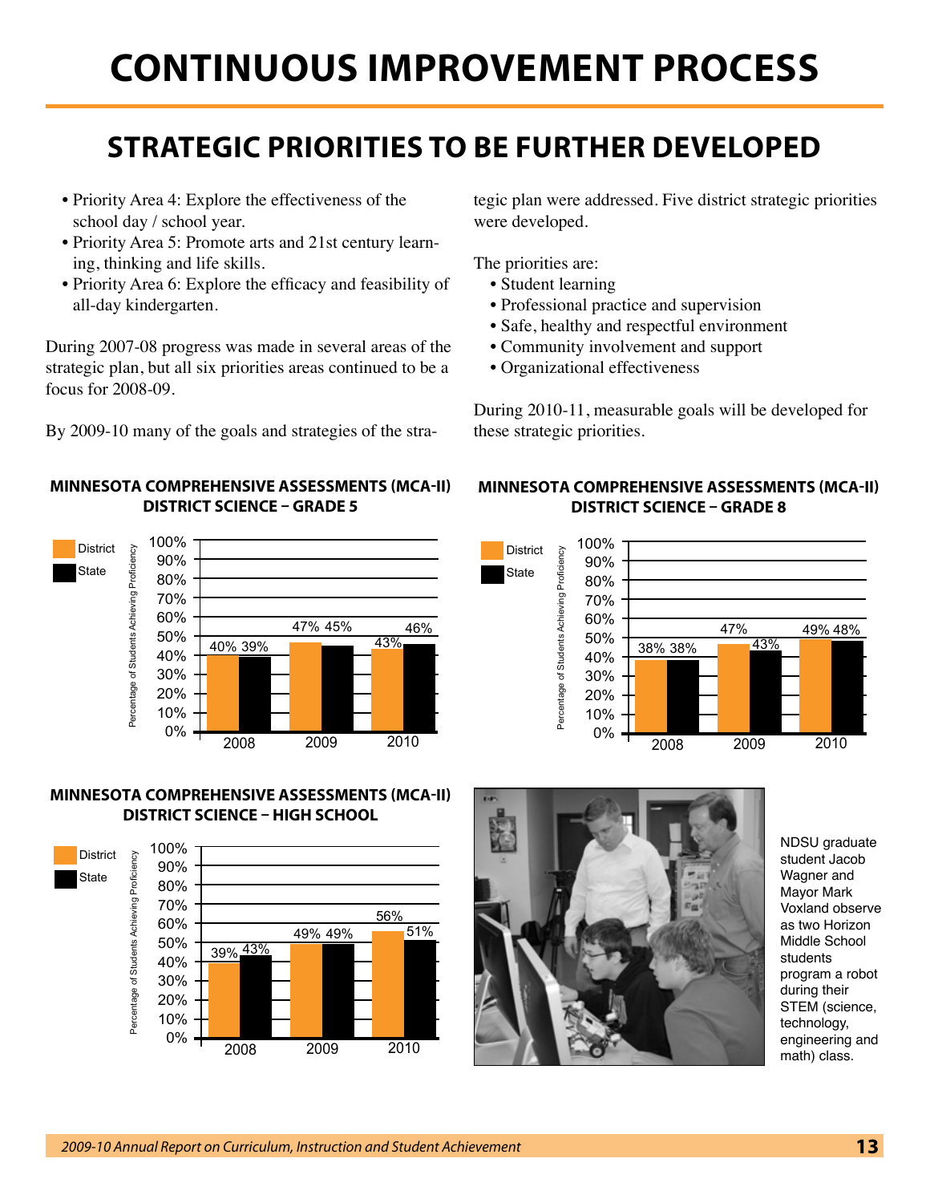# CONTINUOUS IMPROVEMENT PROCESS

## STRATEGIC PRIORITIES TO BE FURTHER DEVELOPED

- Priority Area 4: Explore the effectiveness of the school day / school year.
- Priority Area 5: Promote arts and 21st century learning, thinking and life skills.
- Priority Area 6: Explore the efficacy and feasibility of all-day kindergarten.

During 2007-08 progress was made in several areas of the strategic plan, but all six priorities areas continued to be a focus for 2008-09.

By 2009-10 many of the goals and strategies of the strategic plan were addressed. Five district strategic priorities were developed.

The priorities are:

- Student learning
- Professional practice and supervision
- Safe, healthy and respectful environment
- Community involvement and support
- Organizational effectiveness

During 2010-11, measurable goals will be developed for these strategic priorities.

### MINNESOTA COMPREHENSIVE ASSESSMENTS (MCA-II) DISTRICT SCIENCE – GRADE 5

Percentage of Students Achieving Proficiency

| Year | District | State |
|---|---|---|
| 2008 | 40% | 39% |
| 2009 | 47% | 45% |
| 2010 | 43% | 46% |

### MINNESOTA COMPREHENSIVE ASSESSMENTS (MCA-II) DISTRICT SCIENCE – GRADE 8

Percentage of Students Achieving Proficiency

| Year | District | State |
|---|---|---|
| 2008 | 38% | 38% |
| 2009 | 47% | 43% |
| 2010 | 49% | 48% |

### MINNESOTA COMPREHENSIVE ASSESSMENTS (MCA-II) DISTRICT SCIENCE – HIGH SCHOOL

Percentage of Students Achieving Proficiency

| Year | District | State |
|---|---|---|
| 2008 | 39% | 43% |
| 2009 | 49% | 49% |
| 2010 | 56% | 51% |

NDSU graduate student Jacob Wagner and Mayor Mark Voxland observe as two Horizon Middle School students program a robot during their STEM (science, technology, engineering and math) class.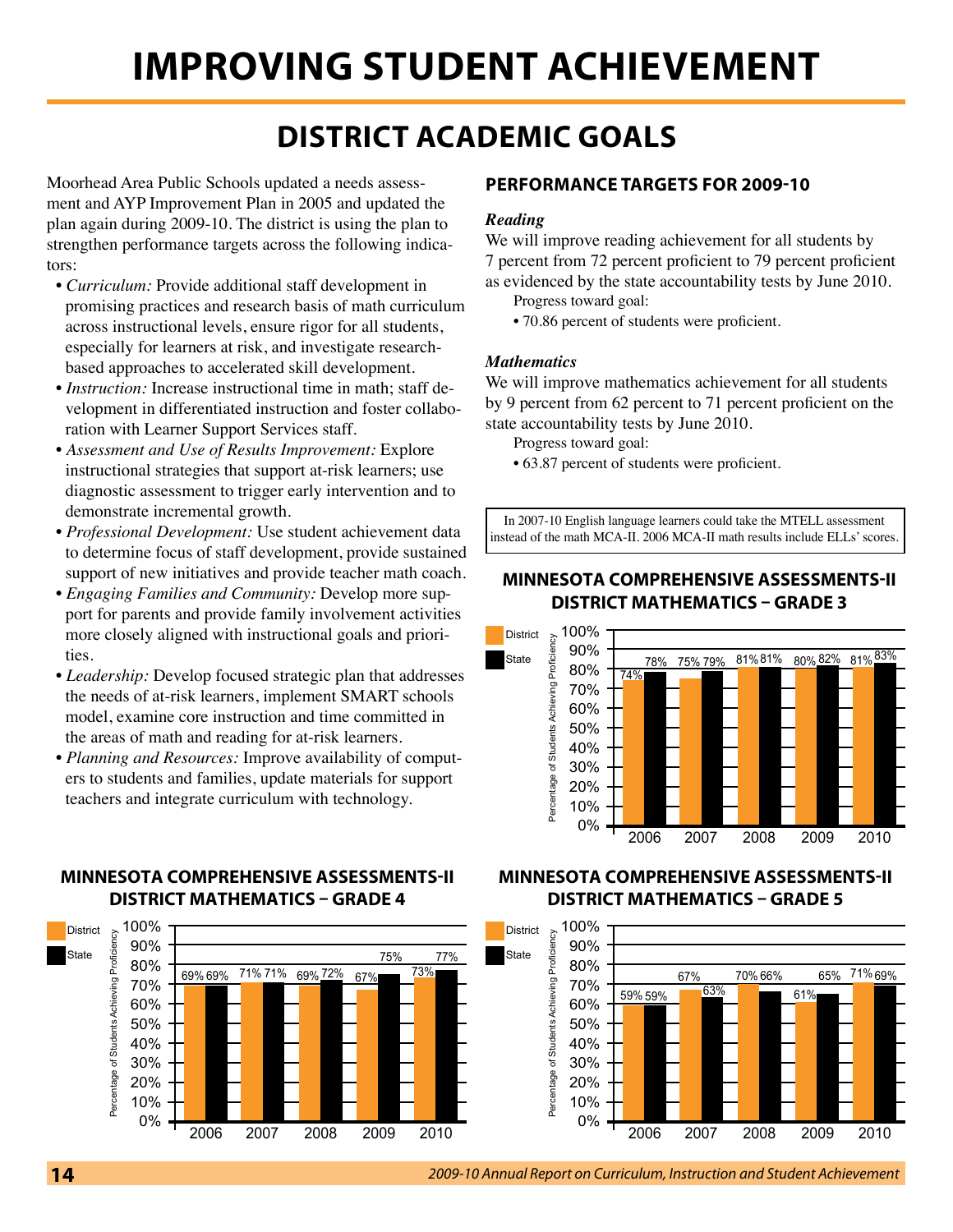# IMPROVING STUDENT ACHIEVEMENT

## DISTRICT ACADEMIC GOALS

Moorhead Area Public Schools updated a needs assessment and AYP Improvement Plan in 2005 and updated the plan again during 2009-10. The district is using the plan to strengthen performance targets across the following indicators:

- *Curriculum:* Provide additional staff development in promising practices and research basis of math curriculum across instructional levels, ensure rigor for all students, especially for learners at risk, and investigate research-based approaches to accelerated skill development.
- *Instruction:* Increase instructional time in math; staff development in differentiated instruction and foster collaboration with Learner Support Services staff.
- *Assessment and Use of Results Improvement:* Explore instructional strategies that support at-risk learners; use diagnostic assessment to trigger early intervention and to demonstrate incremental growth.
- *Professional Development:* Use student achievement data to determine focus of staff development, provide sustained support of new initiatives and provide teacher math coach.
- *Engaging Families and Community:* Develop more support for parents and provide family involvement activities more closely aligned with instructional goals and priorities.
- *Leadership:* Develop focused strategic plan that addresses the needs of at-risk learners, implement SMART schools model, examine core instruction and time committed in the areas of math and reading for at-risk learners.
- *Planning and Resources:* Improve availability of computers to students and families, update materials for support teachers and integrate curriculum with technology.

### PERFORMANCE TARGETS FOR 2009-10

***Reading***

We will improve reading achievement for all students by 7 percent from 72 percent proficient to 79 percent proficient as evidenced by the state accountability tests by June 2010.

Progress toward goal:

- 70.86 percent of students were proficient.

***Mathematics***

We will improve mathematics achievement for all students by 9 percent from 62 percent to 71 percent proficient on the state accountability tests by June 2010.

Progress toward goal:

- 63.87 percent of students were proficient.

In 2007-10 English language learners could take the MTELL assessment instead of the math MCA-II. 2006 MCA-II math results include ELLs' scores.

### MINNESOTA COMPREHENSIVE ASSESSMENTS-II DISTRICT MATHEMATICS – GRADE 3

Percentage of Students Achieving Proficiency

| Year | District | State |
|---|---|---|
| 2006 | 74% | 78% |
| 2007 | 75% | 79% |
| 2008 | 81% | 81% |
| 2009 | 80% | 82% |
| 2010 | 81% | 83% |

### MINNESOTA COMPREHENSIVE ASSESSMENTS-II DISTRICT MATHEMATICS – GRADE 4

Percentage of Students Achieving Proficiency

| Year | District | State |
|---|---|---|
| 2006 | 69% | 69% |
| 2007 | 71% | 71% |
| 2008 | 69% | 72% |
| 2009 | 67% | 75% |
| 2010 | 73% | 77% |

### MINNESOTA COMPREHENSIVE ASSESSMENTS-II DISTRICT MATHEMATICS – GRADE 5

Percentage of Students Achieving Proficiency

| Year | District | State |
|---|---|---|
| 2006 | 59% | 59% |
| 2007 | 67% | 63% |
| 2008 | 70% | 66% |
| 2009 | 61% | 65% |
| 2010 | 71% | 69% |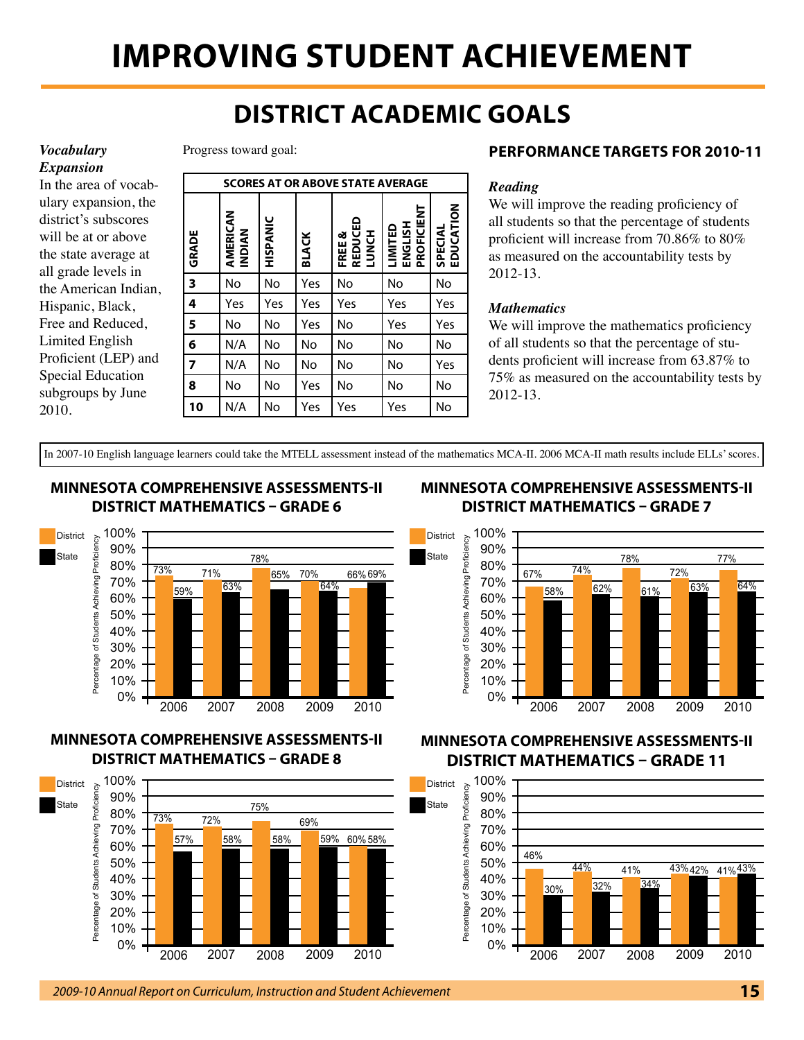# IMPROVING STUDENT ACHIEVEMENT

## DISTRICT ACADEMIC GOALS

***Vocabulary Expansion***

In the area of vocabulary expansion, the district's subscores will be at or above the state average at all grade levels in the American Indian, Hispanic, Black, Free and Reduced, Limited English Proficient (LEP) and Special Education subgroups by June 2010.

Progress toward goal:

| SCORES AT OR ABOVE STATE AVERAGE | | | | | | |
|---|---|---|---|---|---|---|
| GRADE | AMERICAN INDIAN | HISPANIC | BLACK | FREE & REDUCED LUNCH | LIMITED ENGLISH PROFICIENT | SPECIAL EDUCATION |
| 3 | No | No | Yes | No | No | No |
| 4 | Yes | Yes | Yes | Yes | Yes | Yes |
| 5 | No | No | Yes | No | Yes | Yes |
| 6 | N/A | No | No | No | No | No |
| 7 | N/A | No | No | No | No | Yes |
| 8 | No | No | Yes | No | No | No |
| 10 | N/A | No | Yes | Yes | Yes | No |

### PERFORMANCE TARGETS FOR 2010-11

***Reading***

We will improve the reading proficiency of all students so that the percentage of students proficient will increase from 70.86% to 80% as measured on the accountability tests by 2012-13.

***Mathematics***

We will improve the mathematics proficiency of all students so that the percentage of students proficient will increase from 63.87% to 75% as measured on the accountability tests by 2012-13.

In 2007-10 English language learners could take the MTELL assessment instead of the mathematics MCA-II. 2006 MCA-II math results include ELLs' scores.

### MINNESOTA COMPREHENSIVE ASSESSMENTS-II DISTRICT MATHEMATICS – GRADE 6

Percentage of Students Achieving Proficiency

| | 2006 | 2007 | 2008 | 2009 | 2010 |
|---|---|---|---|---|---|
| District | 73% | 71% | 78% | 70% | 66% |
| State | 59% | 63% | 65% | 64% | 69% |

### MINNESOTA COMPREHENSIVE ASSESSMENTS-II DISTRICT MATHEMATICS – GRADE 7

Percentage of Students Achieving Proficiency

| | 2006 | 2007 | 2008 | 2009 | 2010 |
|---|---|---|---|---|---|
| District | 67% | 74% | 78% | 72% | 77% |
| State | 58% | 62% | 61% | 63% | 64% |

### MINNESOTA COMPREHENSIVE ASSESSMENTS-II DISTRICT MATHEMATICS – GRADE 8

Percentage of Students Achieving Proficiency

| | 2006 | 2007 | 2008 | 2009 | 2010 |
|---|---|---|---|---|---|
| District | 73% | 72% | 75% | 69% | 60% |
| State | 57% | 58% | 58% | 59% | 58% |

### MINNESOTA COMPREHENSIVE ASSESSMENTS-II DISTRICT MATHEMATICS – GRADE 11

Percentage of Students Achieving Proficiency

| | 2006 | 2007 | 2008 | 2009 | 2010 |
|---|---|---|---|---|---|
| District | 46% | 44% | 41% | 43% | 41% |
| State | 30% | 32% | 34% | 42% | 43% |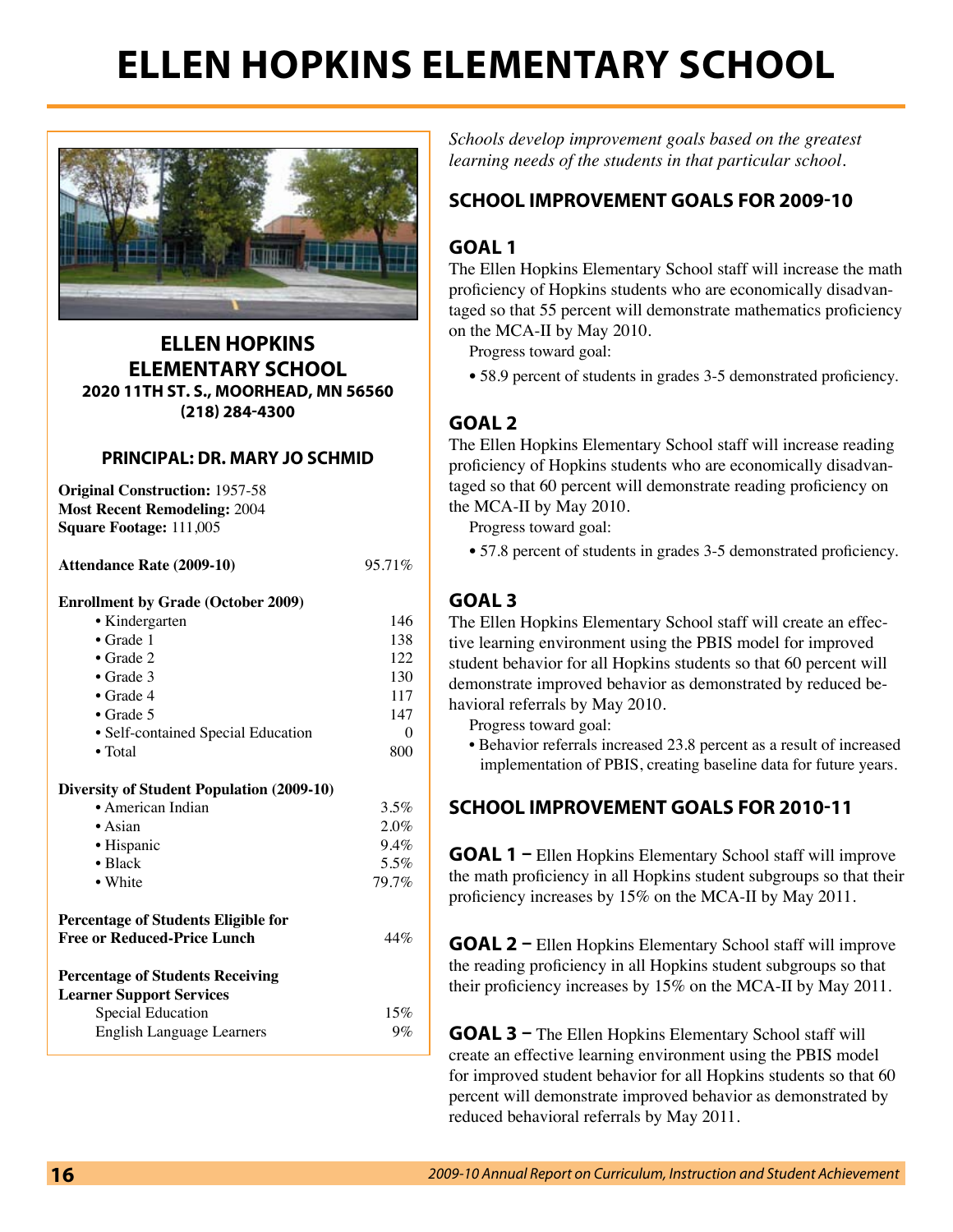# ELLEN HOPKINS ELEMENTARY SCHOOL

## ELLEN HOPKINS ELEMENTARY SCHOOL

**2020 11TH ST. S., MOORHEAD, MN 56560**
**(218) 284-4300**

### PRINCIPAL: DR. MARY JO SCHMID

**Original Construction:** 1957-58
**Most Recent Remodeling:** 2004
**Square Footage:** 111,005

| **Attendance Rate (2009-10)** | 95.71% |
|---|---|

| **Enrollment by Grade (October 2009)** | |
|---|---|
| • Kindergarten | 146 |
| • Grade 1 | 138 |
| • Grade 2 | 122 |
| • Grade 3 | 130 |
| • Grade 4 | 117 |
| • Grade 5 | 147 |
| • Self-contained Special Education | 0 |
| • Total | 800 |

| **Diversity of Student Population (2009-10)** | |
|---|---|
| • American Indian | 3.5% |
| • Asian | 2.0% |
| • Hispanic | 9.4% |
| • Black | 5.5% |
| • White | 79.7% |

| **Percentage of Students Eligible for Free or Reduced-Price Lunch** | 44% |
|---|---|

| **Percentage of Students Receiving Learner Support Services** | |
|---|---|
| Special Education | 15% |
| English Language Learners | 9% |

*Schools develop improvement goals based on the greatest learning needs of the students in that particular school.*

## SCHOOL IMPROVEMENT GOALS FOR 2009-10

### GOAL 1

The Ellen Hopkins Elementary School staff will increase the math proficiency of Hopkins students who are economically disadvantaged so that 55 percent will demonstrate mathematics proficiency on the MCA-II by May 2010.

Progress toward goal:

- 58.9 percent of students in grades 3-5 demonstrated proficiency.

### GOAL 2

The Ellen Hopkins Elementary School staff will increase reading proficiency of Hopkins students who are economically disadvantaged so that 60 percent will demonstrate reading proficiency on the MCA-II by May 2010.

Progress toward goal:

- 57.8 percent of students in grades 3-5 demonstrated proficiency.

### GOAL 3

The Ellen Hopkins Elementary School staff will create an effective learning environment using the PBIS model for improved student behavior for all Hopkins students so that 60 percent will demonstrate improved behavior as demonstrated by reduced behavioral referrals by May 2010.

Progress toward goal:

- Behavior referrals increased 23.8 percent as a result of increased implementation of PBIS, creating baseline data for future years.

## SCHOOL IMPROVEMENT GOALS FOR 2010-11

**GOAL 1 –** Ellen Hopkins Elementary School staff will improve the math proficiency in all Hopkins student subgroups so that their proficiency increases by 15% on the MCA-II by May 2011.

**GOAL 2 –** Ellen Hopkins Elementary School staff will improve the reading proficiency in all Hopkins student subgroups so that their proficiency increases by 15% on the MCA-II by May 2011.

**GOAL 3 –** The Ellen Hopkins Elementary School staff will create an effective learning environment using the PBIS model for improved student behavior for all Hopkins students so that 60 percent will demonstrate improved behavior as demonstrated by reduced behavioral referrals by May 2011.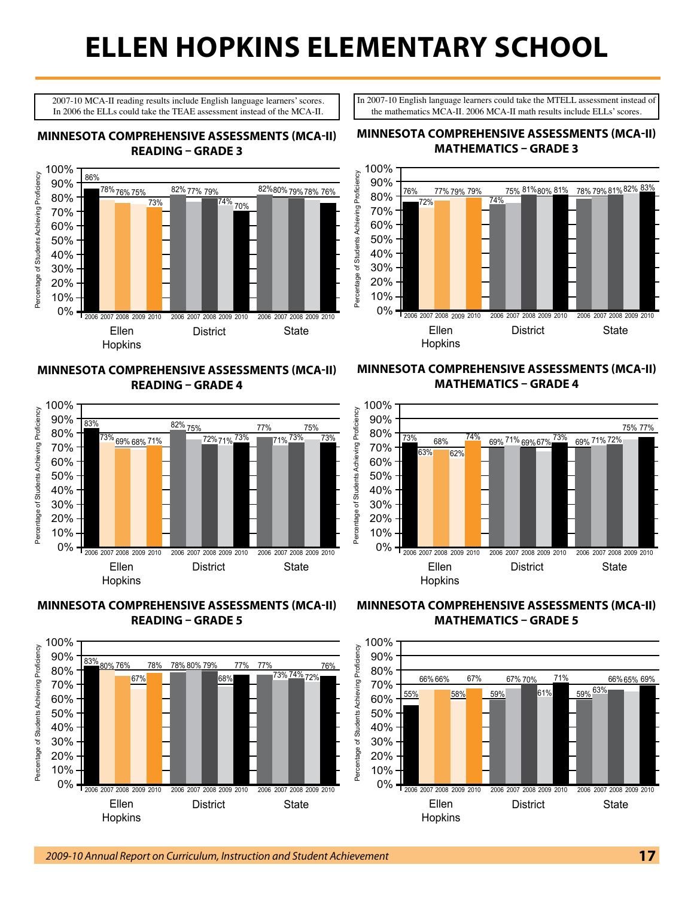# ELLEN HOPKINS ELEMENTARY SCHOOL

2007-10 MCA-II reading results include English language learners' scores. In 2006 the ELLs could take the TEAE assessment instead of the MCA-II.

In 2007-10 English language learners could take the MTELL assessment instead of the mathematics MCA-II. 2006 MCA-II math results include ELLs' scores.

## MINNESOTA COMPREHENSIVE ASSESSMENTS (MCA-II) READING – GRADE 3

Percentage of Students Achieving Proficiency

| | 2006 | 2007 | 2008 | 2009 | 2010 |
|---|---|---|---|---|---|
| Ellen Hopkins | 86% | 78% | 76% | 75% | 73% |
| District | 82% | 77% | 79% | 74% | 70% |
| State | 82% | 80% | 79% | 78% | 76% |

## MINNESOTA COMPREHENSIVE ASSESSMENTS (MCA-II) MATHEMATICS – GRADE 3

Percentage of Students Achieving Proficiency

| | 2006 | 2007 | 2008 | 2009 | 2010 |
|---|---|---|---|---|---|
| Ellen Hopkins | 76% | 72% | 77% | 79% | 79% |
| District | 74% | 75% | 81% | 80% | 81% |
| State | 78% | 79% | 81% | 82% | 83% |

## MINNESOTA COMPREHENSIVE ASSESSMENTS (MCA-II) READING – GRADE 4

Percentage of Students Achieving Proficiency

| | 2006 | 2007 | 2008 | 2009 | 2010 |
|---|---|---|---|---|---|
| Ellen Hopkins | 83% | 73% | 69% | 68% | 71% |
| District | 82% | 75% | 72% | 71% | 73% |
| State | 77% | 71% | 73% | 75% | 73% |

## MINNESOTA COMPREHENSIVE ASSESSMENTS (MCA-II) MATHEMATICS – GRADE 4

Percentage of Students Achieving Proficiency

| | 2006 | 2007 | 2008 | 2009 | 2010 |
|---|---|---|---|---|---|
| Ellen Hopkins | 73% | 63% | 68% | 62% | 74% |
| District | 69% | 71% | 69% | 67% | 73% |
| State | 69% | 71% | 72% | 75% | 77% |

## MINNESOTA COMPREHENSIVE ASSESSMENTS (MCA-II) READING – GRADE 5

Percentage of Students Achieving Proficiency

| | 2006 | 2007 | 2008 | 2009 | 2010 |
|---|---|---|---|---|---|
| Ellen Hopkins | 83% | 80% | 76% | 67% | 78% |
| District | 78% | 80% | 79% | 68% | 77% |
| State | 77% | 73% | 74% | 72% | 76% |

## MINNESOTA COMPREHENSIVE ASSESSMENTS (MCA-II) MATHEMATICS – GRADE 5

Percentage of Students Achieving Proficiency

| | 2006 | 2007 | 2008 | 2009 | 2010 |
|---|---|---|---|---|---|
| Ellen Hopkins | 55% | 66% | 66% | 58% | 67% |
| District | 59% | 67% | 70% | 61% | 71% |
| State | 59% | 63% | 66% | 65% | 69% |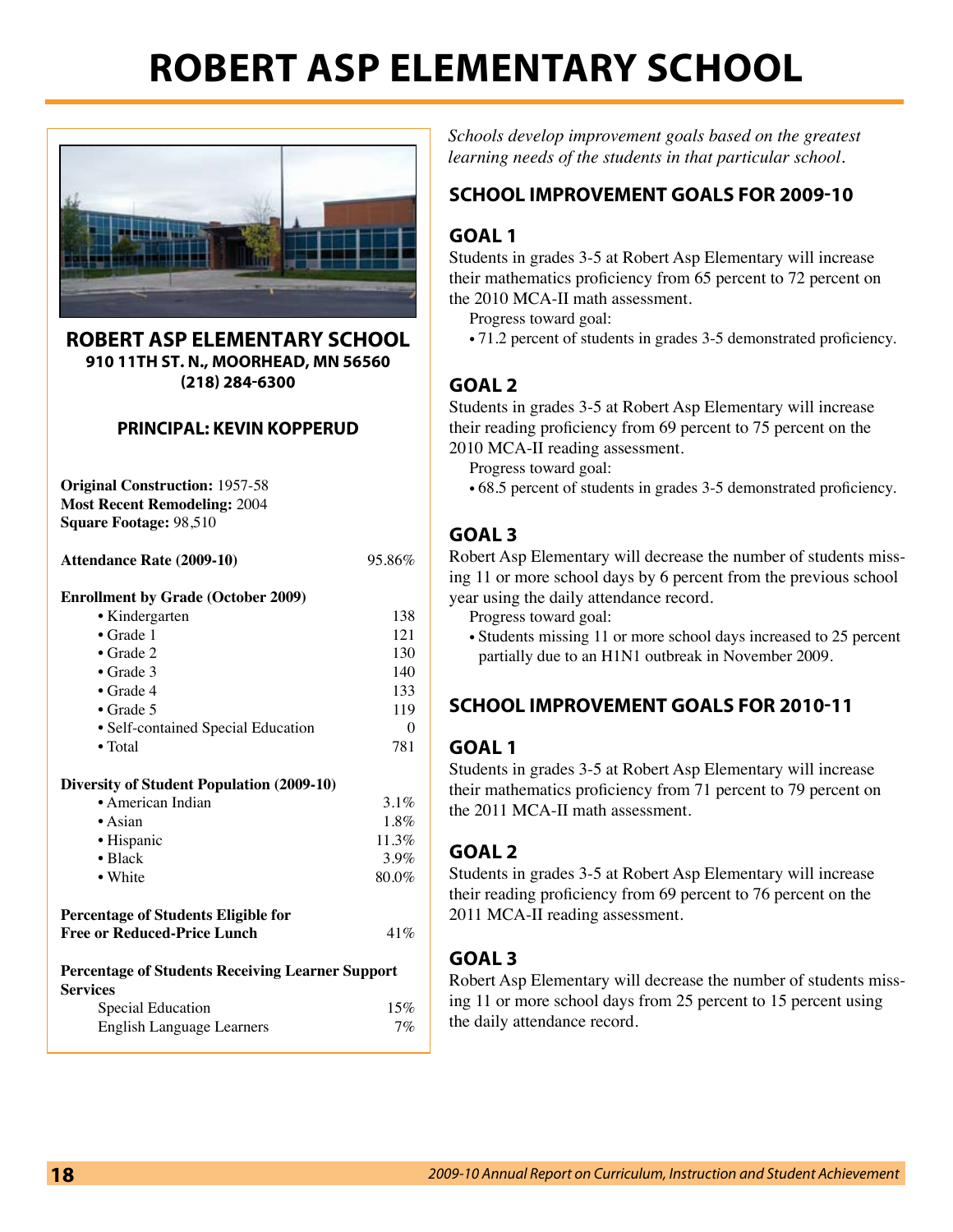# ROBERT ASP ELEMENTARY SCHOOL

## ROBERT ASP ELEMENTARY SCHOOL

**910 11TH ST. N., MOORHEAD, MN 56560**
**(218) 284-6300**

**PRINCIPAL: KEVIN KOPPERUD**

**Original Construction:** 1957-58
**Most Recent Remodeling:** 2004
**Square Footage:** 98,510

| **Attendance Rate (2009-10)** | 95.86% |
|---|---|

**Enrollment by Grade (October 2009)**

| | |
|---|---|
| • Kindergarten | 138 |
| • Grade 1 | 121 |
| • Grade 2 | 130 |
| • Grade 3 | 140 |
| • Grade 4 | 133 |
| • Grade 5 | 119 |
| • Self-contained Special Education | 0 |
| • Total | 781 |

**Diversity of Student Population (2009-10)**

| | |
|---|---|
| • American Indian | 3.1% |
| • Asian | 1.8% |
| • Hispanic | 11.3% |
| • Black | 3.9% |
| • White | 80.0% |

| **Percentage of Students Eligible for Free or Reduced-Price Lunch** | 41% |
|---|---|

**Percentage of Students Receiving Learner Support Services**

| | |
|---|---|
| Special Education | 15% |
| English Language Learners | 7% |

*Schools develop improvement goals based on the greatest learning needs of the students in that particular school.*

## SCHOOL IMPROVEMENT GOALS FOR 2009-10

### GOAL 1

Students in grades 3-5 at Robert Asp Elementary will increase their mathematics proficiency from 65 percent to 72 percent on the 2010 MCA-II math assessment.

Progress toward goal:

- 71.2 percent of students in grades 3-5 demonstrated proficiency.

### GOAL 2

Students in grades 3-5 at Robert Asp Elementary will increase their reading proficiency from 69 percent to 75 percent on the 2010 MCA-II reading assessment.

Progress toward goal:

- 68.5 percent of students in grades 3-5 demonstrated proficiency.

### GOAL 3

Robert Asp Elementary will decrease the number of students missing 11 or more school days by 6 percent from the previous school year using the daily attendance record.

Progress toward goal:

- Students missing 11 or more school days increased to 25 percent partially due to an H1N1 outbreak in November 2009.

## SCHOOL IMPROVEMENT GOALS FOR 2010-11

### GOAL 1

Students in grades 3-5 at Robert Asp Elementary will increase their mathematics proficiency from 71 percent to 79 percent on the 2011 MCA-II math assessment.

### GOAL 2

Students in grades 3-5 at Robert Asp Elementary will increase their reading proficiency from 69 percent to 76 percent on the 2011 MCA-II reading assessment.

### GOAL 3

Robert Asp Elementary will decrease the number of students missing 11 or more school days from 25 percent to 15 percent using the daily attendance record.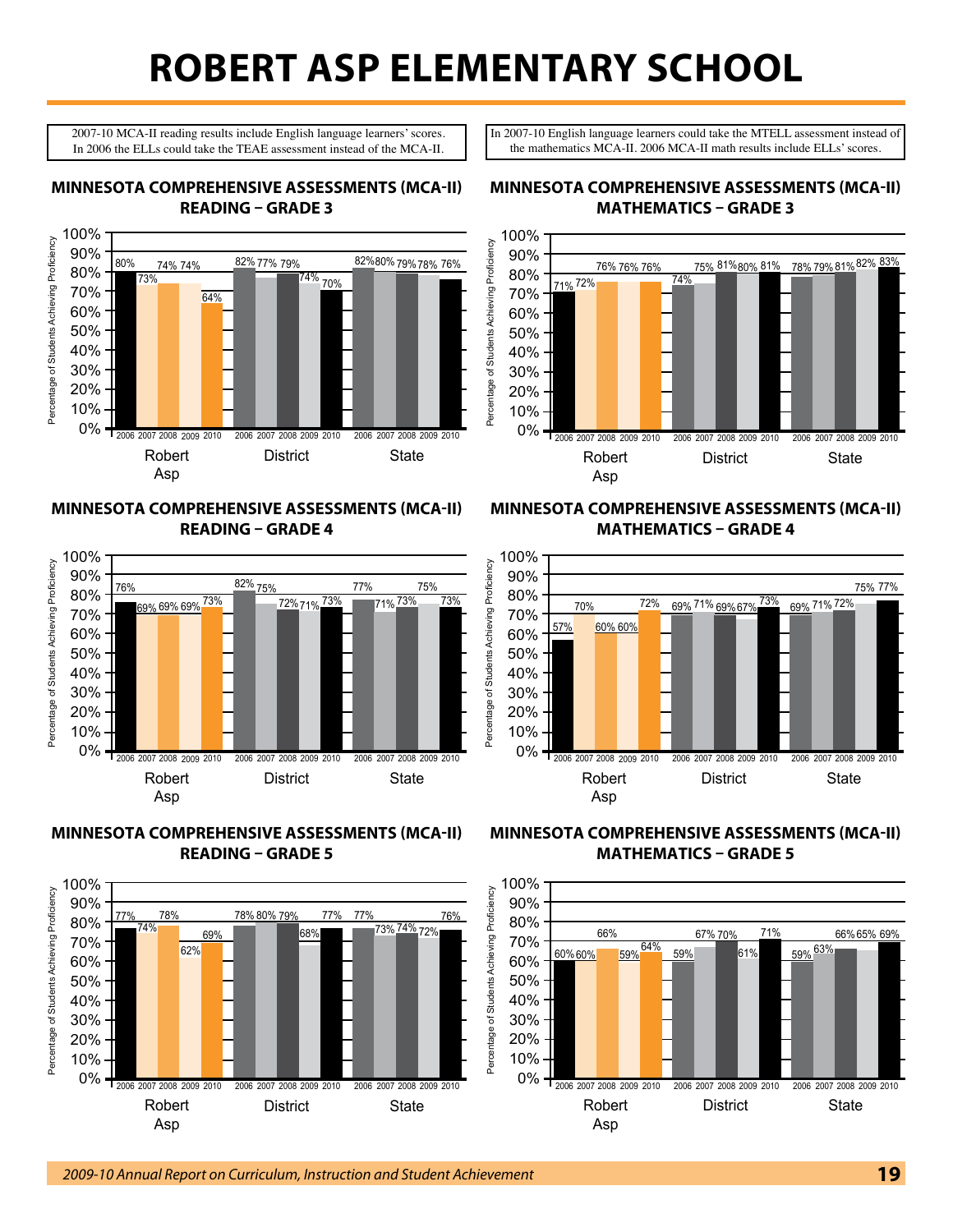# ROBERT ASP ELEMENTARY SCHOOL

2007-10 MCA-II reading results include English language learners' scores. In 2006 the ELLs could take the TEAE assessment instead of the MCA-II.

In 2007-10 English language learners could take the MTELL assessment instead of the mathematics MCA-II. 2006 MCA-II math results include ELLs' scores.

### MINNESOTA COMPREHENSIVE ASSESSMENTS (MCA-II) READING – GRADE 3

| Percentage of Students Achieving Proficiency | 2006 | 2007 | 2008 | 2009 | 2010 |
|---|---|---|---|---|---|
| Robert Asp | 80% | 73% | 74% | 74% | 64% |
| District | 82% | 77% | 79% | 74% | 70% |
| State | 82% | 80% | 79% | 78% | 76% |

### MINNESOTA COMPREHENSIVE ASSESSMENTS (MCA-II) MATHEMATICS – GRADE 3

| Percentage of Students Achieving Proficiency | 2006 | 2007 | 2008 | 2009 | 2010 |
|---|---|---|---|---|---|
| Robert Asp | 71% | 72% | 76% | 76% | 76% |
| District | 74% | 75% | 81% | 80% | 81% |
| State | 78% | 79% | 81% | 82% | 83% |

### MINNESOTA COMPREHENSIVE ASSESSMENTS (MCA-II) READING – GRADE 4

| Percentage of Students Achieving Proficiency | 2006 | 2007 | 2008 | 2009 | 2010 |
|---|---|---|---|---|---|
| Robert Asp | 76% | 69% | 69% | 69% | 73% |
| District | 82% | 75% | 72% | 71% | 73% |
| State | 77% | 71% | 73% | 75% | 73% |

### MINNESOTA COMPREHENSIVE ASSESSMENTS (MCA-II) MATHEMATICS – GRADE 4

| Percentage of Students Achieving Proficiency | 2006 | 2007 | 2008 | 2009 | 2010 |
|---|---|---|---|---|---|
| Robert Asp | 57% | 70% | 60% | 60% | 72% |
| District | 69% | 71% | 69% | 67% | 73% |
| State | 69% | 71% | 72% | 75% | 77% |

### MINNESOTA COMPREHENSIVE ASSESSMENTS (MCA-II) READING – GRADE 5

| Percentage of Students Achieving Proficiency | 2006 | 2007 | 2008 | 2009 | 2010 |
|---|---|---|---|---|---|
| Robert Asp | 77% | 74% | 78% | 62% | 69% |
| District | 78% | 80% | 79% | 68% | 77% |
| State | 77% | 73% | 74% | 72% | 76% |

### MINNESOTA COMPREHENSIVE ASSESSMENTS (MCA-II) MATHEMATICS – GRADE 5

| Percentage of Students Achieving Proficiency | 2006 | 2007 | 2008 | 2009 | 2010 |
|---|---|---|---|---|---|
| Robert Asp | 60% | 60% | 66% | 59% | 64% |
| District | 59% | 67% | 70% | 61% | 71% |
| State | 59% | 63% | 66% | 65% | 69% |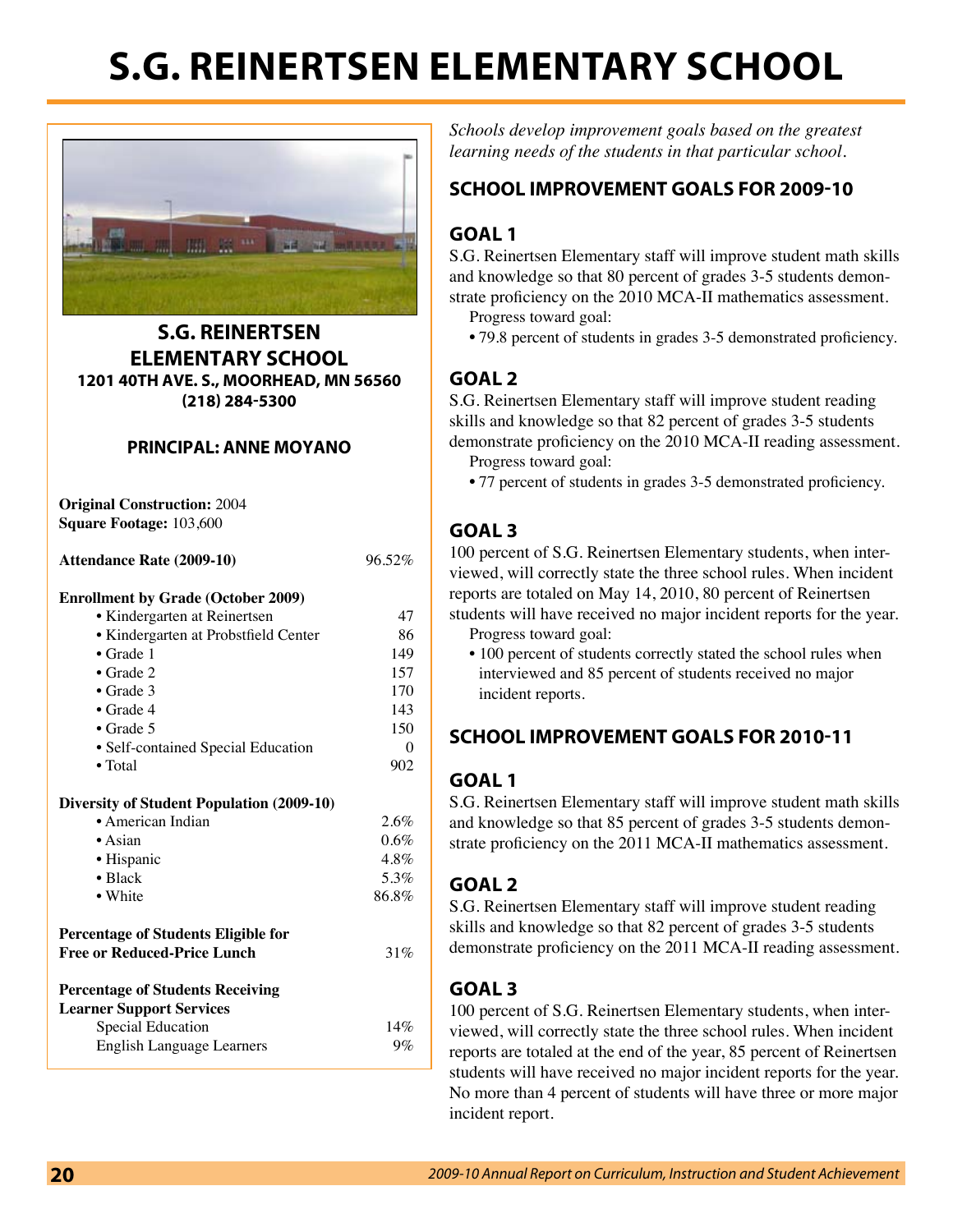# S.G. REINERTSEN ELEMENTARY SCHOOL

## S.G. REINERTSEN ELEMENTARY SCHOOL

**1201 40TH AVE. S., MOORHEAD, MN 56560**
**(218) 284-5300**

**PRINCIPAL: ANNE MOYANO**

**Original Construction:** 2004
**Square Footage:** 103,600

| | |
|---|---|
| **Attendance Rate (2009-10)** | 96.52% |
| **Enrollment by Grade (October 2009)** | |
| • Kindergarten at Reinertsen | 47 |
| • Kindergarten at Probstfield Center | 86 |
| • Grade 1 | 149 |
| • Grade 2 | 157 |
| • Grade 3 | 170 |
| • Grade 4 | 143 |
| • Grade 5 | 150 |
| • Self-contained Special Education | 0 |
| • Total | 902 |
| **Diversity of Student Population (2009-10)** | |
| • American Indian | 2.6% |
| • Asian | 0.6% |
| • Hispanic | 4.8% |
| • Black | 5.3% |
| • White | 86.8% |
| **Percentage of Students Eligible for Free or Reduced-Price Lunch** | 31% |
| **Percentage of Students Receiving Learner Support Services** | |
| Special Education | 14% |
| English Language Learners | 9% |

*Schools develop improvement goals based on the greatest learning needs of the students in that particular school.*

## SCHOOL IMPROVEMENT GOALS FOR 2009-10

### GOAL 1

S.G. Reinertsen Elementary staff will improve student math skills and knowledge so that 80 percent of grades 3-5 students demonstrate proficiency on the 2010 MCA-II mathematics assessment.

Progress toward goal:

- 79.8 percent of students in grades 3-5 demonstrated proficiency.

### GOAL 2

S.G. Reinertsen Elementary staff will improve student reading skills and knowledge so that 82 percent of grades 3-5 students demonstrate proficiency on the 2010 MCA-II reading assessment.

Progress toward goal:

- 77 percent of students in grades 3-5 demonstrated proficiency.

### GOAL 3

100 percent of S.G. Reinertsen Elementary students, when interviewed, will correctly state the three school rules. When incident reports are totaled on May 14, 2010, 80 percent of Reinertsen students will have received no major incident reports for the year.

Progress toward goal:

- 100 percent of students correctly stated the school rules when interviewed and 85 percent of students received no major incident reports.

## SCHOOL IMPROVEMENT GOALS FOR 2010-11

### GOAL 1

S.G. Reinertsen Elementary staff will improve student math skills and knowledge so that 85 percent of grades 3-5 students demonstrate proficiency on the 2011 MCA-II mathematics assessment.

### GOAL 2

S.G. Reinertsen Elementary staff will improve student reading skills and knowledge so that 82 percent of grades 3-5 students demonstrate proficiency on the 2011 MCA-II reading assessment.

### GOAL 3

100 percent of S.G. Reinertsen Elementary students, when interviewed, will correctly state the three school rules. When incident reports are totaled at the end of the year, 85 percent of Reinertsen students will have received no major incident reports for the year. No more than 4 percent of students will have three or more major incident report.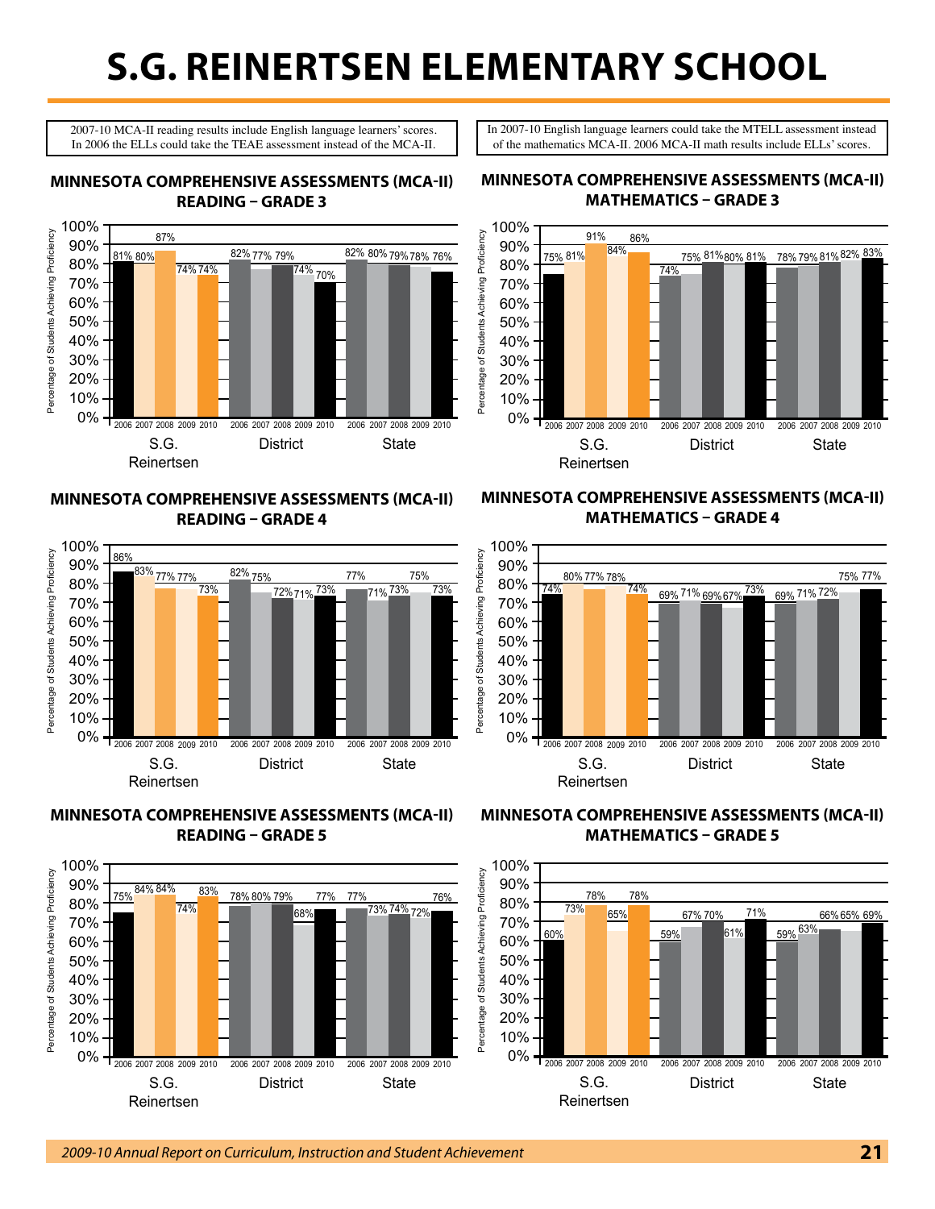# S.G. REINERTSEN ELEMENTARY SCHOOL

2007-10 MCA-II reading results include English language learners' scores. In 2006 the ELLs could take the TEAE assessment instead of the MCA-II.

In 2007-10 English language learners could take the MTELL assessment instead of the mathematics MCA-II. 2006 MCA-II math results include ELLs' scores.

## MINNESOTA COMPREHENSIVE ASSESSMENTS (MCA-II) READING – GRADE 3

Percentage of Students Achieving Proficiency

| | 2006 | 2007 | 2008 | 2009 | 2010 |
|---|---|---|---|---|---|
| S.G. Reinertsen | 81% | 80% | 87% | 74% | 74% |
| District | 82% | 77% | 79% | 74% | 70% |
| State | 82% | 80% | 79% | 78% | 76% |

## MINNESOTA COMPREHENSIVE ASSESSMENTS (MCA-II) MATHEMATICS – GRADE 3

Percentage of Students Achieving Proficiency

| | 2006 | 2007 | 2008 | 2009 | 2010 |
|---|---|---|---|---|---|
| S.G. Reinertsen | 75% | 81% | 91% | 84% | 86% |
| District | 74% | 75% | 81% | 80% | 81% |
| State | 78% | 79% | 81% | 82% | 83% |

## MINNESOTA COMPREHENSIVE ASSESSMENTS (MCA-II) READING – GRADE 4

Percentage of Students Achieving Proficiency

| | 2006 | 2007 | 2008 | 2009 | 2010 |
|---|---|---|---|---|---|
| S.G. Reinertsen | 86% | 83% | 77% | 77% | 73% |
| District | 82% | 75% | 72% | 71% | 73% |
| State | 77% | 71% | 73% | 75% | 73% |

## MINNESOTA COMPREHENSIVE ASSESSMENTS (MCA-II) MATHEMATICS – GRADE 4

Percentage of Students Achieving Proficiency

| | 2006 | 2007 | 2008 | 2009 | 2010 |
|---|---|---|---|---|---|
| S.G. Reinertsen | 74% | 80% | 77% | 78% | 74% |
| District | 69% | 71% | 69% | 67% | 73% |
| State | 69% | 71% | 72% | 75% | 77% |

## MINNESOTA COMPREHENSIVE ASSESSMENTS (MCA-II) READING – GRADE 5

Percentage of Students Achieving Proficiency

| | 2006 | 2007 | 2008 | 2009 | 2010 |
|---|---|---|---|---|---|
| S.G. Reinertsen | 75% | 84% | 84% | 74% | 83% |
| District | 78% | 80% | 79% | 68% | 77% |
| State | 77% | 73% | 74% | 72% | 76% |

## MINNESOTA COMPREHENSIVE ASSESSMENTS (MCA-II) MATHEMATICS – GRADE 5

Percentage of Students Achieving Proficiency

| | 2006 | 2007 | 2008 | 2009 | 2010 |
|---|---|---|---|---|---|
| S.G. Reinertsen | 60% | 73% | 78% | 65% | 78% |
| District | 59% | 67% | 70% | 61% | 71% |
| State | 59% | 63% | 66% | 65% | 69% |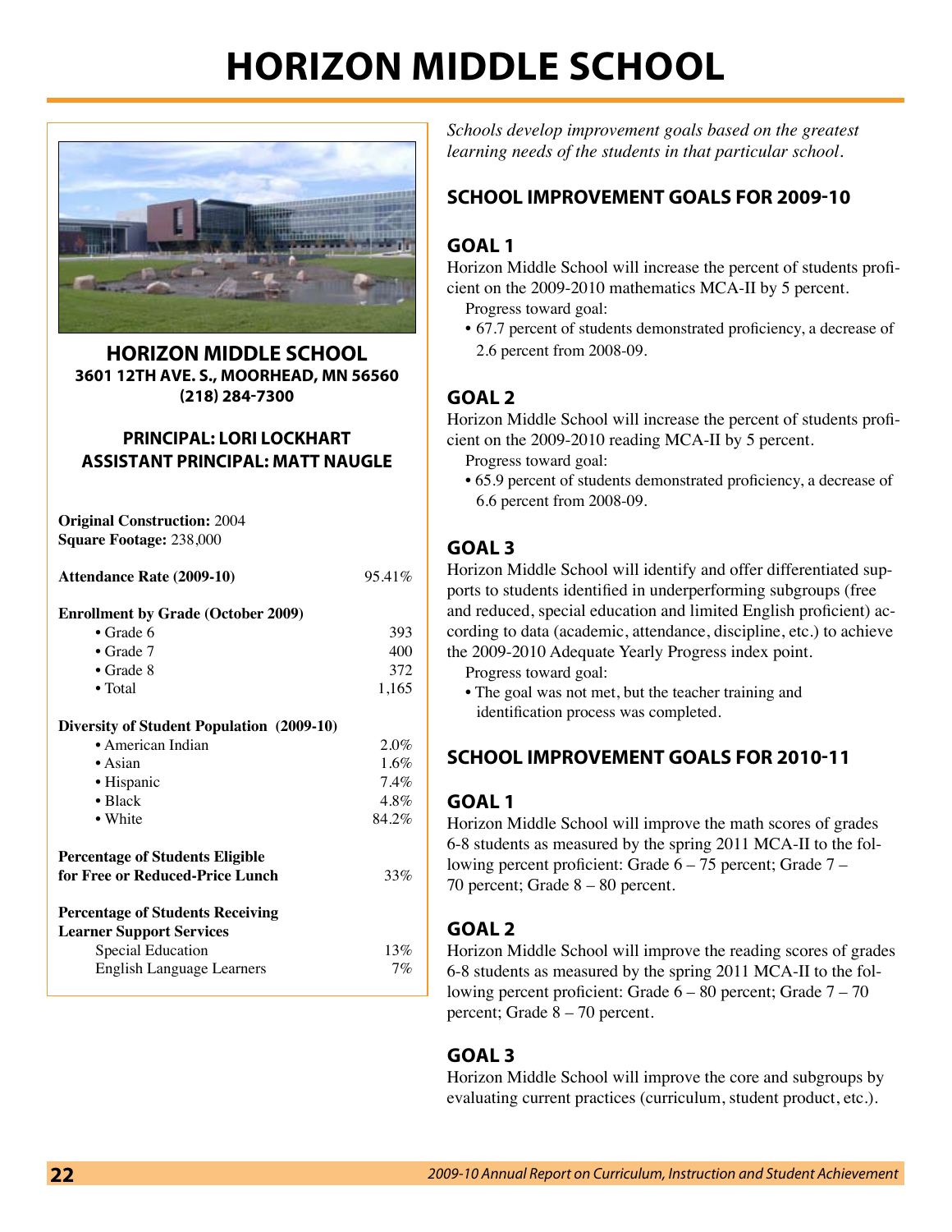# HORIZON MIDDLE SCHOOL

## HORIZON MIDDLE SCHOOL

**3601 12TH AVE. S., MOORHEAD, MN 56560**
**(218) 284-7300**

**PRINCIPAL: LORI LOCKHART**
**ASSISTANT PRINCIPAL: MATT NAUGLE**

**Original Construction:** 2004
**Square Footage:** 238,000

| | |
|---|---|
| **Attendance Rate (2009-10)** | 95.41% |
| **Enrollment by Grade (October 2009)** | |
| • Grade 6 | 393 |
| • Grade 7 | 400 |
| • Grade 8 | 372 |
| • Total | 1,165 |
| **Diversity of Student Population (2009-10)** | |
| • American Indian | 2.0% |
| • Asian | 1.6% |
| • Hispanic | 7.4% |
| • Black | 4.8% |
| • White | 84.2% |
| **Percentage of Students Eligible for Free or Reduced-Price Lunch** | 33% |
| **Percentage of Students Receiving Learner Support Services** | |
| Special Education | 13% |
| English Language Learners | 7% |

*Schools develop improvement goals based on the greatest learning needs of the students in that particular school.*

## SCHOOL IMPROVEMENT GOALS FOR 2009-10

### GOAL 1

Horizon Middle School will increase the percent of students proficient on the 2009-2010 mathematics MCA-II by 5 percent.

Progress toward goal:

- 67.7 percent of students demonstrated proficiency, a decrease of 2.6 percent from 2008-09.

### GOAL 2

Horizon Middle School will increase the percent of students proficient on the 2009-2010 reading MCA-II by 5 percent.

Progress toward goal:

- 65.9 percent of students demonstrated proficiency, a decrease of 6.6 percent from 2008-09.

### GOAL 3

Horizon Middle School will identify and offer differentiated supports to students identified in underperforming subgroups (free and reduced, special education and limited English proficient) according to data (academic, attendance, discipline, etc.) to achieve the 2009-2010 Adequate Yearly Progress index point.

Progress toward goal:

- The goal was not met, but the teacher training and identification process was completed.

## SCHOOL IMPROVEMENT GOALS FOR 2010-11

### GOAL 1

Horizon Middle School will improve the math scores of grades 6-8 students as measured by the spring 2011 MCA-II to the following percent proficient: Grade 6 – 75 percent; Grade 7 – 70 percent; Grade 8 – 80 percent.

### GOAL 2

Horizon Middle School will improve the reading scores of grades 6-8 students as measured by the spring 2011 MCA-II to the following percent proficient: Grade 6 – 80 percent; Grade 7 – 70 percent; Grade 8 – 70 percent.

### GOAL 3

Horizon Middle School will improve the core and subgroups by evaluating current practices (curriculum, student product, etc.).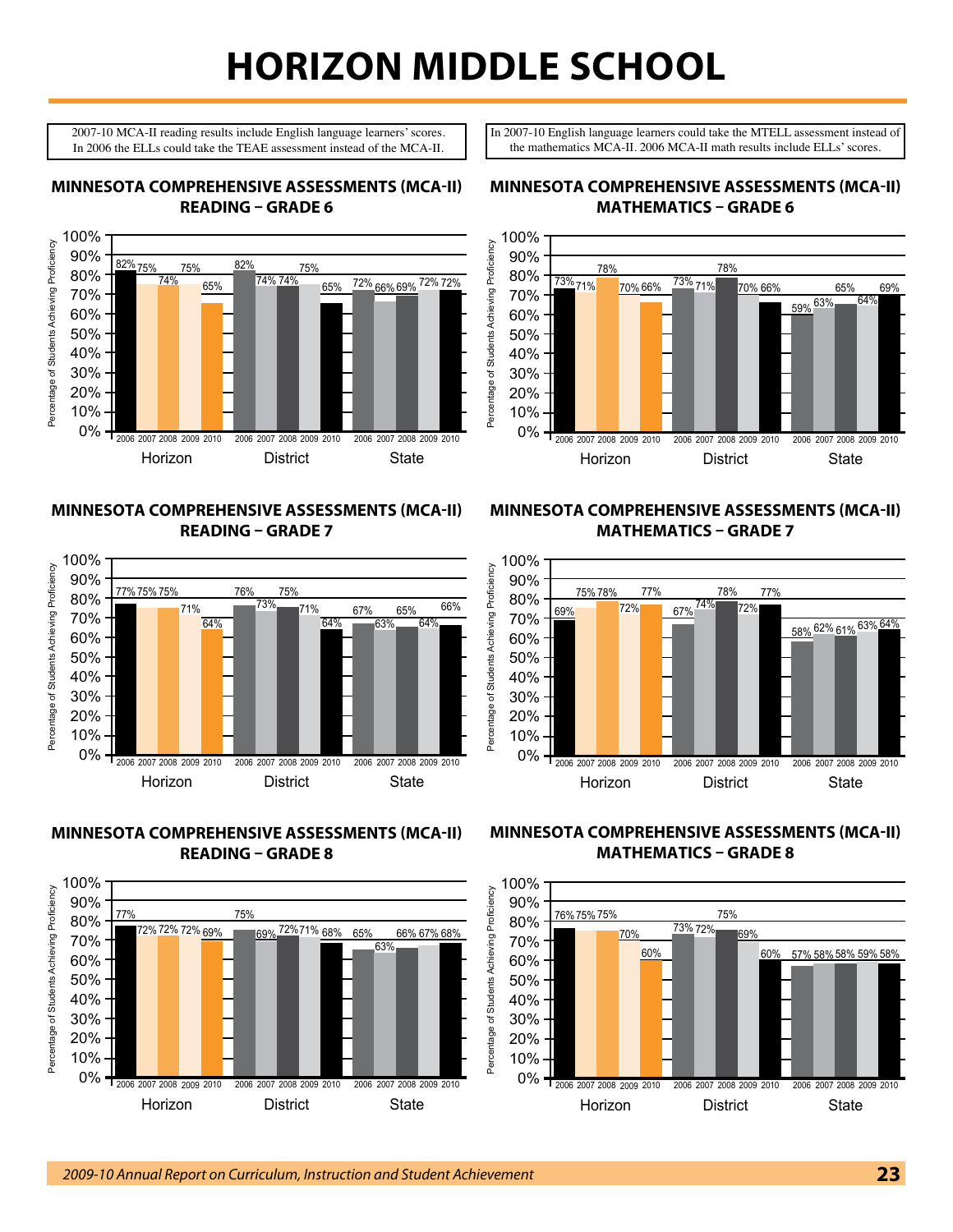# HORIZON MIDDLE SCHOOL

2007-10 MCA-II reading results include English language learners' scores. In 2006 the ELLs could take the TEAE assessment instead of the MCA-II.

In 2007-10 English language learners could take the MTELL assessment instead of the mathematics MCA-II. 2006 MCA-II math results include ELLs' scores.

## MINNESOTA COMPREHENSIVE ASSESSMENTS (MCA-II) READING – GRADE 6

Percentage of Students Achieving Proficiency

| | 2006 | 2007 | 2008 | 2009 | 2010 |
|---|---|---|---|---|---|
| Horizon | 82% | 75% | 74% | 75% | 65% |
| District | 82% | 74% | 74% | 75% | 65% |
| State | 72% | 66% | 69% | 72% | 72% |

## MINNESOTA COMPREHENSIVE ASSESSMENTS (MCA-II) MATHEMATICS – GRADE 6

Percentage of Students Achieving Proficiency

| | 2006 | 2007 | 2008 | 2009 | 2010 |
|---|---|---|---|---|---|
| Horizon | 73% | 71% | 78% | 70% | 66% |
| District | 73% | 71% | 78% | 70% | 66% |
| State | 59% | 63% | 65% | 64% | 69% |

## MINNESOTA COMPREHENSIVE ASSESSMENTS (MCA-II) READING – GRADE 7

Percentage of Students Achieving Proficiency

| | 2006 | 2007 | 2008 | 2009 | 2010 |
|---|---|---|---|---|---|
| Horizon | 77% | 75% | 75% | 71% | 64% |
| District | 76% | 73% | 75% | 71% | 64% |
| State | 67% | 63% | 65% | 64% | 66% |

## MINNESOTA COMPREHENSIVE ASSESSMENTS (MCA-II) MATHEMATICS – GRADE 7

Percentage of Students Achieving Proficiency

| | 2006 | 2007 | 2008 | 2009 | 2010 |
|---|---|---|---|---|---|
| Horizon | 69% | 75% | 78% | 72% | 77% |
| District | 67% | 74% | 78% | 72% | 77% |
| State | 58% | 62% | 61% | 63% | 64% |

## MINNESOTA COMPREHENSIVE ASSESSMENTS (MCA-II) READING – GRADE 8

Percentage of Students Achieving Proficiency

| | 2006 | 2007 | 2008 | 2009 | 2010 |
|---|---|---|---|---|---|
| Horizon | 77% | 72% | 72% | 72% | 69% |
| District | 75% | 69% | 72% | 71% | 68% |
| State | 65% | 63% | 66% | 67% | 68% |

## MINNESOTA COMPREHENSIVE ASSESSMENTS (MCA-II) MATHEMATICS – GRADE 8

Percentage of Students Achieving Proficiency

| | 2006 | 2007 | 2008 | 2009 | 2010 |
|---|---|---|---|---|---|
| Horizon | 76% | 75% | 75% | 70% | 60% |
| District | 73% | 72% | 75% | 69% | 60% |
| State | 57% | 58% | 58% | 59% | 58% |

*2009-10 Annual Report on Curriculum, Instruction and Student Achievement*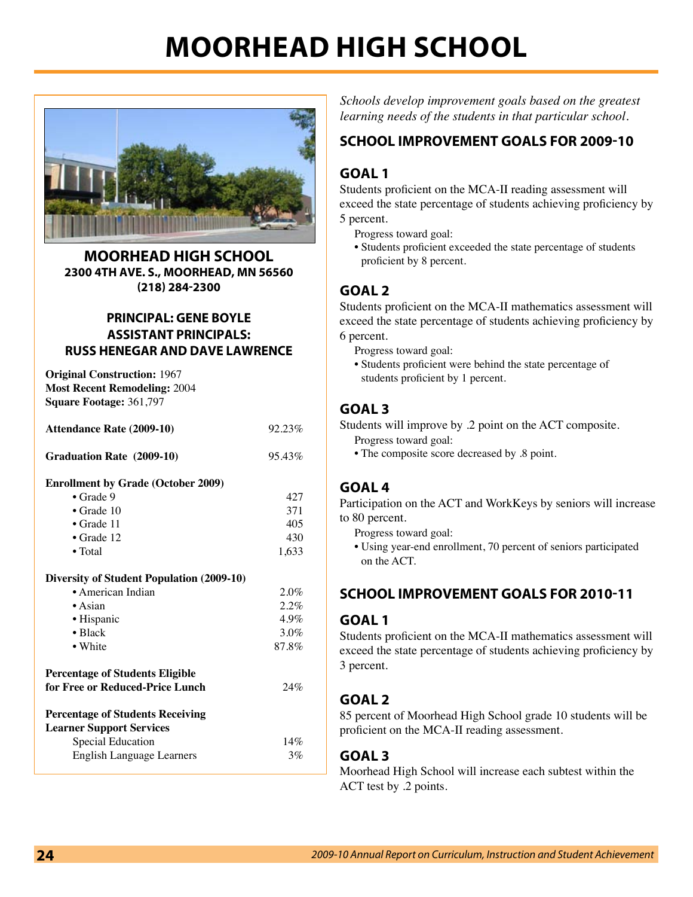# MOORHEAD HIGH SCHOOL

**MOORHEAD HIGH SCHOOL**
**2300 4TH AVE. S., MOORHEAD, MN 56560**
**(218) 284-2300**

**PRINCIPAL: GENE BOYLE**
**ASSISTANT PRINCIPALS:**
**RUSS HENEGAR AND DAVE LAWRENCE**

**Original Construction:** 1967
**Most Recent Remodeling:** 2004
**Square Footage:** 361,797

| | |
|---|---|
| **Attendance Rate (2009-10)** | 92.23% |
| **Graduation Rate (2009-10)** | 95.43% |
| **Enrollment by Grade (October 2009)** | |
| • Grade 9 | 427 |
| • Grade 10 | 371 |
| • Grade 11 | 405 |
| • Grade 12 | 430 |
| • Total | 1,633 |
| **Diversity of Student Population (2009-10)** | |
| • American Indian | 2.0% |
| • Asian | 2.2% |
| • Hispanic | 4.9% |
| • Black | 3.0% |
| • White | 87.8% |
| **Percentage of Students Eligible for Free or Reduced-Price Lunch** | 24% |
| **Percentage of Students Receiving Learner Support Services** | |
| Special Education | 14% |
| English Language Learners | 3% |

*Schools develop improvement goals based on the greatest learning needs of the students in that particular school.*

## SCHOOL IMPROVEMENT GOALS FOR 2009-10

### GOAL 1

Students proficient on the MCA-II reading assessment will exceed the state percentage of students achieving proficiency by 5 percent.

Progress toward goal:
- Students proficient exceeded the state percentage of students proficient by 8 percent.

### GOAL 2

Students proficient on the MCA-II mathematics assessment will exceed the state percentage of students achieving proficiency by 6 percent.

Progress toward goal:
- Students proficient were behind the state percentage of students proficient by 1 percent.

### GOAL 3

Students will improve by .2 point on the ACT composite.

Progress toward goal:
- The composite score decreased by .8 point.

### GOAL 4

Participation on the ACT and WorkKeys by seniors will increase to 80 percent.

Progress toward goal:
- Using year-end enrollment, 70 percent of seniors participated on the ACT.

## SCHOOL IMPROVEMENT GOALS FOR 2010-11

### GOAL 1

Students proficient on the MCA-II mathematics assessment will exceed the state percentage of students achieving proficiency by 3 percent.

### GOAL 2

85 percent of Moorhead High School grade 10 students will be proficient on the MCA-II reading assessment.

### GOAL 3

Moorhead High School will increase each subtest within the ACT test by .2 points.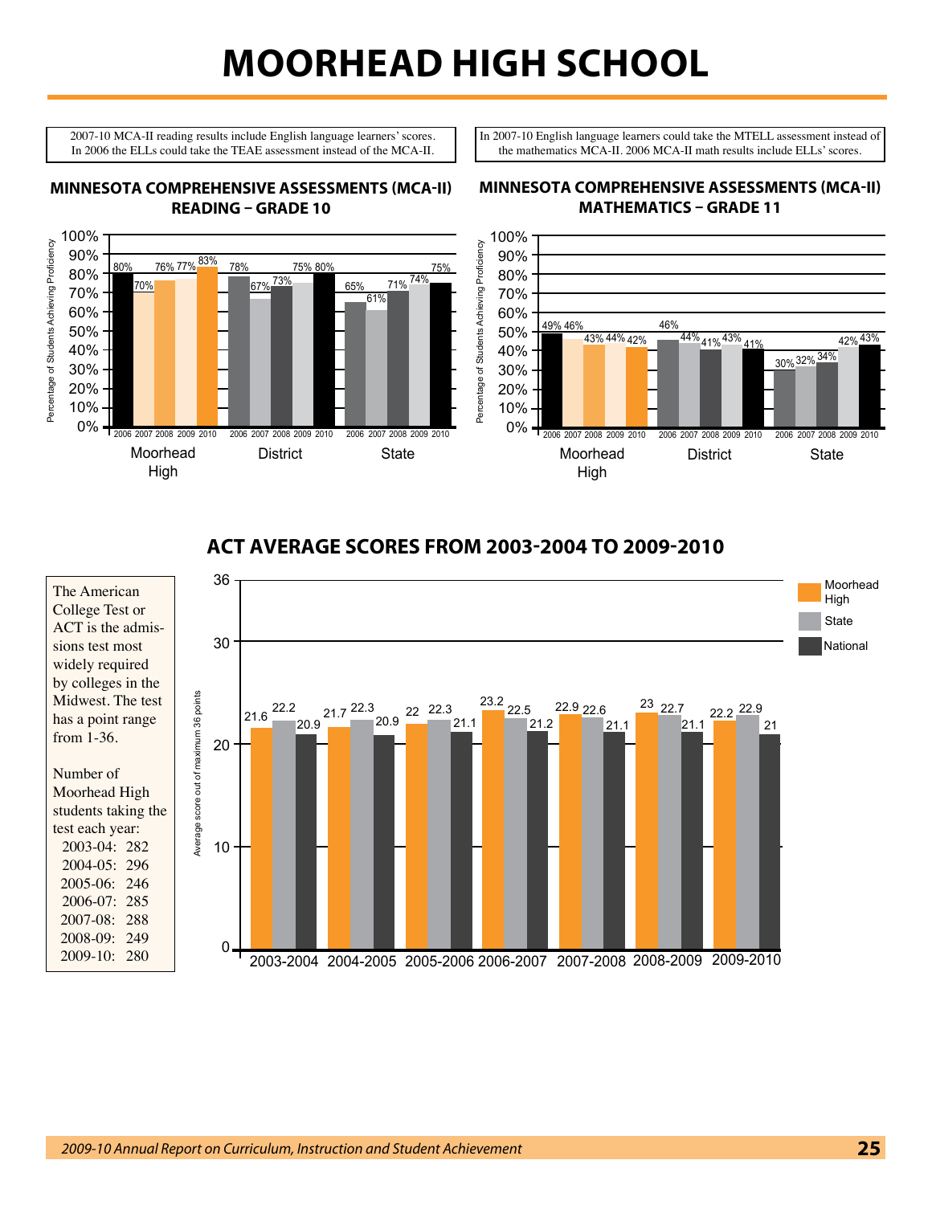# MOORHEAD HIGH SCHOOL

2007-10 MCA-II reading results include English language learners' scores. In 2006 the ELLs could take the TEAE assessment instead of the MCA-II.

In 2007-10 English language learners could take the MTELL assessment instead of the mathematics MCA-II. 2006 MCA-II math results include ELLs' scores.

## MINNESOTA COMPREHENSIVE ASSESSMENTS (MCA-II) READING – GRADE 10

Percentage of Students Achieving Proficiency

| | 2006 | 2007 | 2008 | 2009 | 2010 |
|---|---|---|---|---|---|
| Moorhead High | 80% | 70% | 76% | 77% | 83% |
| District | 78% | 67% | 73% | 75% | 80% |
| State | 65% | 61% | 71% | 74% | 75% |

## MINNESOTA COMPREHENSIVE ASSESSMENTS (MCA-II) MATHEMATICS – GRADE 11

Percentage of Students Achieving Proficiency

| | 2006 | 2007 | 2008 | 2009 | 2010 |
|---|---|---|---|---|---|
| Moorhead High | 49% | 46% | 43% | 44% | 42% |
| District | 46% | 44% | 41% | 43% | 41% |
| State | 30% | 32% | 34% | 42% | 43% |

## ACT AVERAGE SCORES FROM 2003-2004 TO 2009-2010

The American College Test or ACT is the admissions test most widely required by colleges in the Midwest. The test has a point range from 1-36.

Number of Moorhead High students taking the test each year:

- 2003-04: 282
- 2004-05: 296
- 2005-06: 246
- 2006-07: 285
- 2007-08: 288
- 2008-09: 249
- 2009-10: 280

Average score out of maximum 36 points

| | Moorhead High | State | National |
|---|---|---|---|
| 2003-2004 | 21.6 | 22.2 | 20.9 |
| 2004-2005 | 21.7 | 22.3 | 20.9 |
| 2005-2006 | 22 | 22.3 | 21.1 |
| 2006-2007 | 23.2 | 22.5 | 21.2 |
| 2007-2008 | 22.9 | 22.6 | 21.1 |
| 2008-2009 | 23 | 22.7 | 21.1 |
| 2009-2010 | 22.2 | 22.9 | 21 |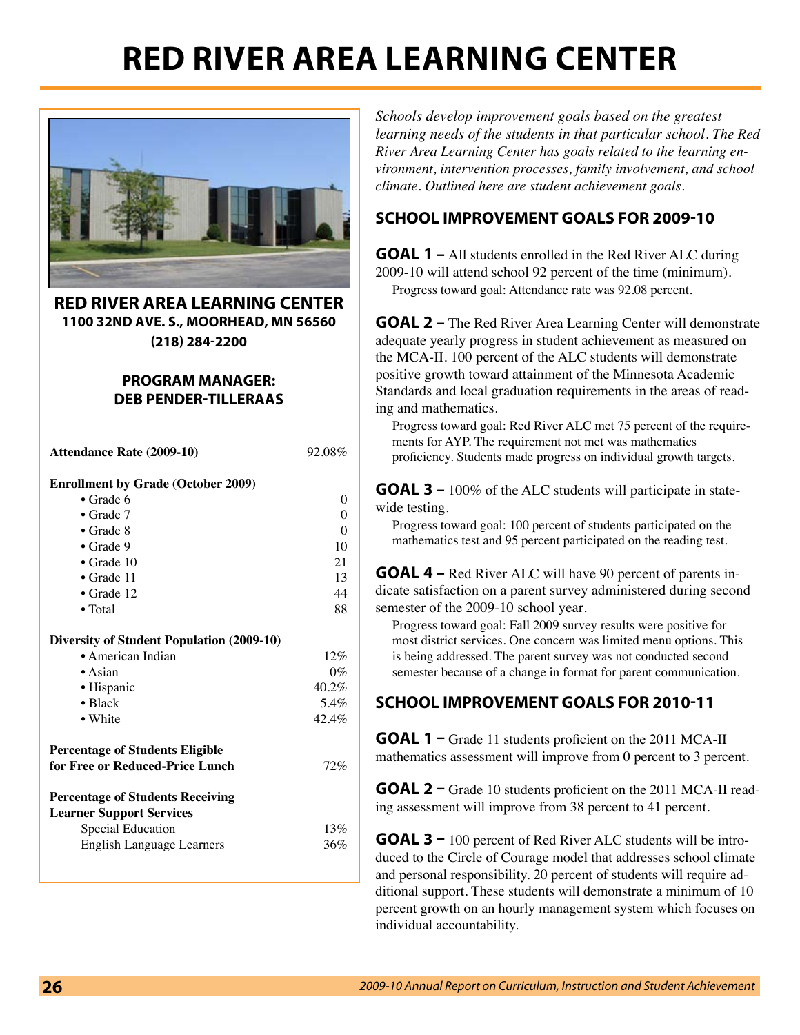# RED RIVER AREA LEARNING CENTER

## RED RIVER AREA LEARNING CENTER

**1100 32ND AVE. S., MOORHEAD, MN 56560**

**(218) 284-2200**

**PROGRAM MANAGER:**
**DEB PENDER-TILLERAAS**

| | |
|---|---|
| **Attendance Rate (2009-10)** | 92.08% |
| **Enrollment by Grade (October 2009)** | |
| • Grade 6 | 0 |
| • Grade 7 | 0 |
| • Grade 8 | 0 |
| • Grade 9 | 10 |
| • Grade 10 | 21 |
| • Grade 11 | 13 |
| • Grade 12 | 44 |
| • Total | 88 |
| **Diversity of Student Population (2009-10)** | |
| • American Indian | 12% |
| • Asian | 0% |
| • Hispanic | 40.2% |
| • Black | 5.4% |
| • White | 42.4% |
| **Percentage of Students Eligible for Free or Reduced-Price Lunch** | 72% |
| **Percentage of Students Receiving Learner Support Services** | |
| Special Education | 13% |
| English Language Learners | 36% |

*Schools develop improvement goals based on the greatest learning needs of the students in that particular school. The Red River Area Learning Center has goals related to the learning environment, intervention processes, family involvement, and school climate. Outlined here are student achievement goals.*

### SCHOOL IMPROVEMENT GOALS FOR 2009-10

**GOAL 1 –** All students enrolled in the Red River ALC during 2009-10 will attend school 92 percent of the time (minimum).

Progress toward goal: Attendance rate was 92.08 percent.

**GOAL 2 –** The Red River Area Learning Center will demonstrate adequate yearly progress in student achievement as measured on the MCA-II. 100 percent of the ALC students will demonstrate positive growth toward attainment of the Minnesota Academic Standards and local graduation requirements in the areas of reading and mathematics.

Progress toward goal: Red River ALC met 75 percent of the requirements for AYP. The requirement not met was mathematics proficiency. Students made progress on individual growth targets.

**GOAL 3 –** 100% of the ALC students will participate in statewide testing.

Progress toward goal: 100 percent of students participated on the mathematics test and 95 percent participated on the reading test.

**GOAL 4 –** Red River ALC will have 90 percent of parents indicate satisfaction on a parent survey administered during second semester of the 2009-10 school year.

Progress toward goal: Fall 2009 survey results were positive for most district services. One concern was limited menu options. This is being addressed. The parent survey was not conducted second semester because of a change in format for parent communication.

### SCHOOL IMPROVEMENT GOALS FOR 2010-11

**GOAL 1 –** Grade 11 students proficient on the 2011 MCA-II mathematics assessment will improve from 0 percent to 3 percent.

**GOAL 2 –** Grade 10 students proficient on the 2011 MCA-II reading assessment will improve from 38 percent to 41 percent.

**GOAL 3 –** 100 percent of Red River ALC students will be introduced to the Circle of Courage model that addresses school climate and personal responsibility. 20 percent of students will require additional support. These students will demonstrate a minimum of 10 percent growth on an hourly management system which focuses on individual accountability.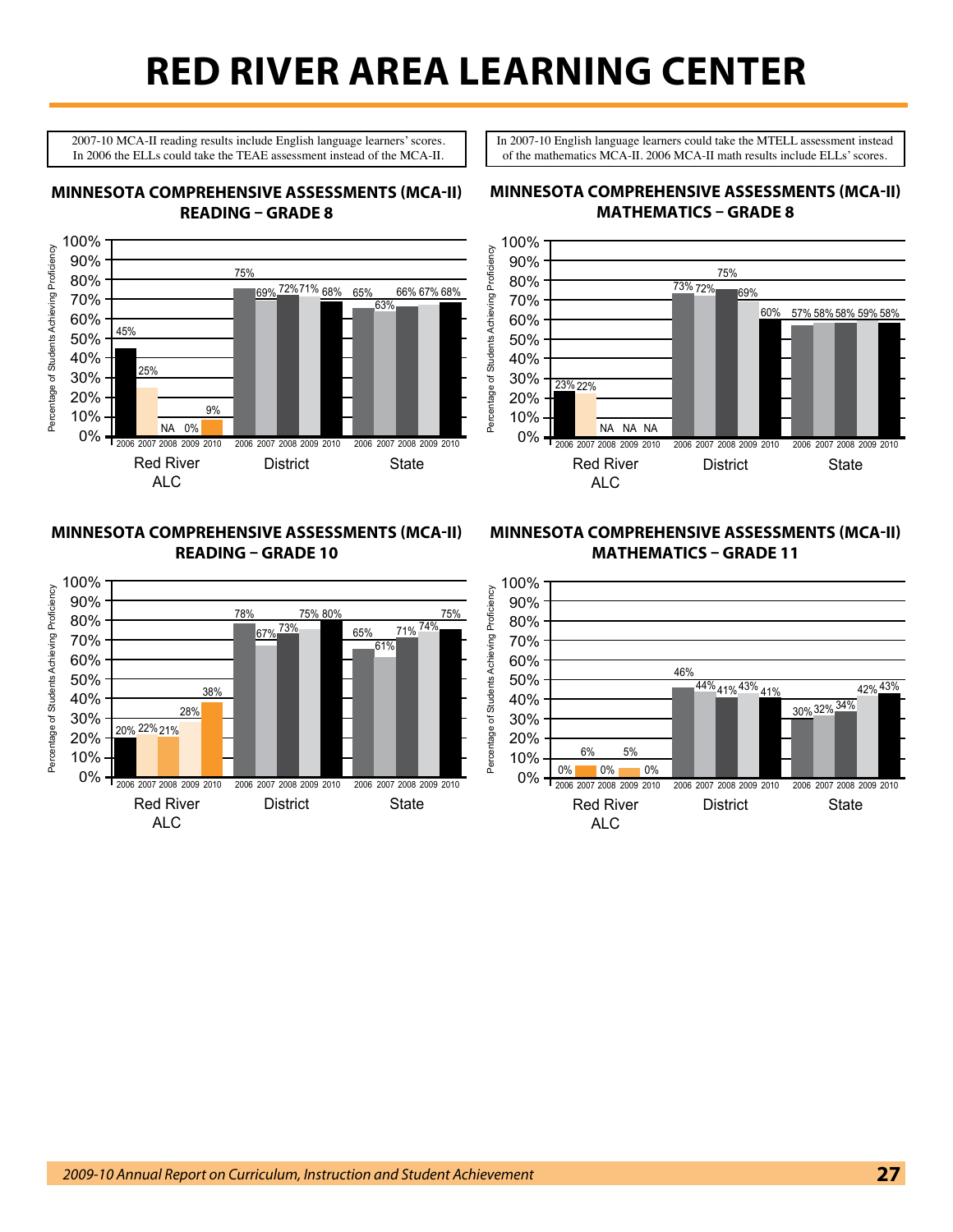# RED RIVER AREA LEARNING CENTER

2007-10 MCA-II reading results include English language learners' scores. In 2006 the ELLs could take the TEAE assessment instead of the MCA-II.

In 2007-10 English language learners could take the MTELL assessment instead of the mathematics MCA-II. 2006 MCA-II math results include ELLs' scores.

## MINNESOTA COMPREHENSIVE ASSESSMENTS (MCA-II) READING – GRADE 8

| Percentage of Students Achieving Proficiency | 2006 | 2007 | 2008 | 2009 | 2010 |
|---|---|---|---|---|---|
| Red River ALC | 45% | 25% | NA | 0% | 9% |
| District | 75% | 69% | 72% | 71% | 68% |
| State | 65% | 63% | 66% | 67% | 68% |

## MINNESOTA COMPREHENSIVE ASSESSMENTS (MCA-II) MATHEMATICS – GRADE 8

| Percentage of Students Achieving Proficiency | 2006 | 2007 | 2008 | 2009 | 2010 |
|---|---|---|---|---|---|
| Red River ALC | 23% | 22% | NA | NA | NA |
| District | 73% | 72% | 75% | 69% | 60% |
| State | 57% | 58% | 58% | 59% | 58% |

## MINNESOTA COMPREHENSIVE ASSESSMENTS (MCA-II) READING – GRADE 10

| Percentage of Students Achieving Proficiency | 2006 | 2007 | 2008 | 2009 | 2010 |
|---|---|---|---|---|---|
| Red River ALC | 20% | 22% | 21% | 28% | 38% |
| District | 78% | 67% | 73% | 75% | 80% |
| State | 65% | 61% | 71% | 74% | 75% |

## MINNESOTA COMPREHENSIVE ASSESSMENTS (MCA-II) MATHEMATICS – GRADE 11

| Percentage of Students Achieving Proficiency | 2006 | 2007 | 2008 | 2009 | 2010 |
|---|---|---|---|---|---|
| Red River ALC | 0% | 6% | 0% | 5% | 0% |
| District | 46% | 44% | 41% | 43% | 41% |
| State | 30% | 32% | 34% | 42% | 43% |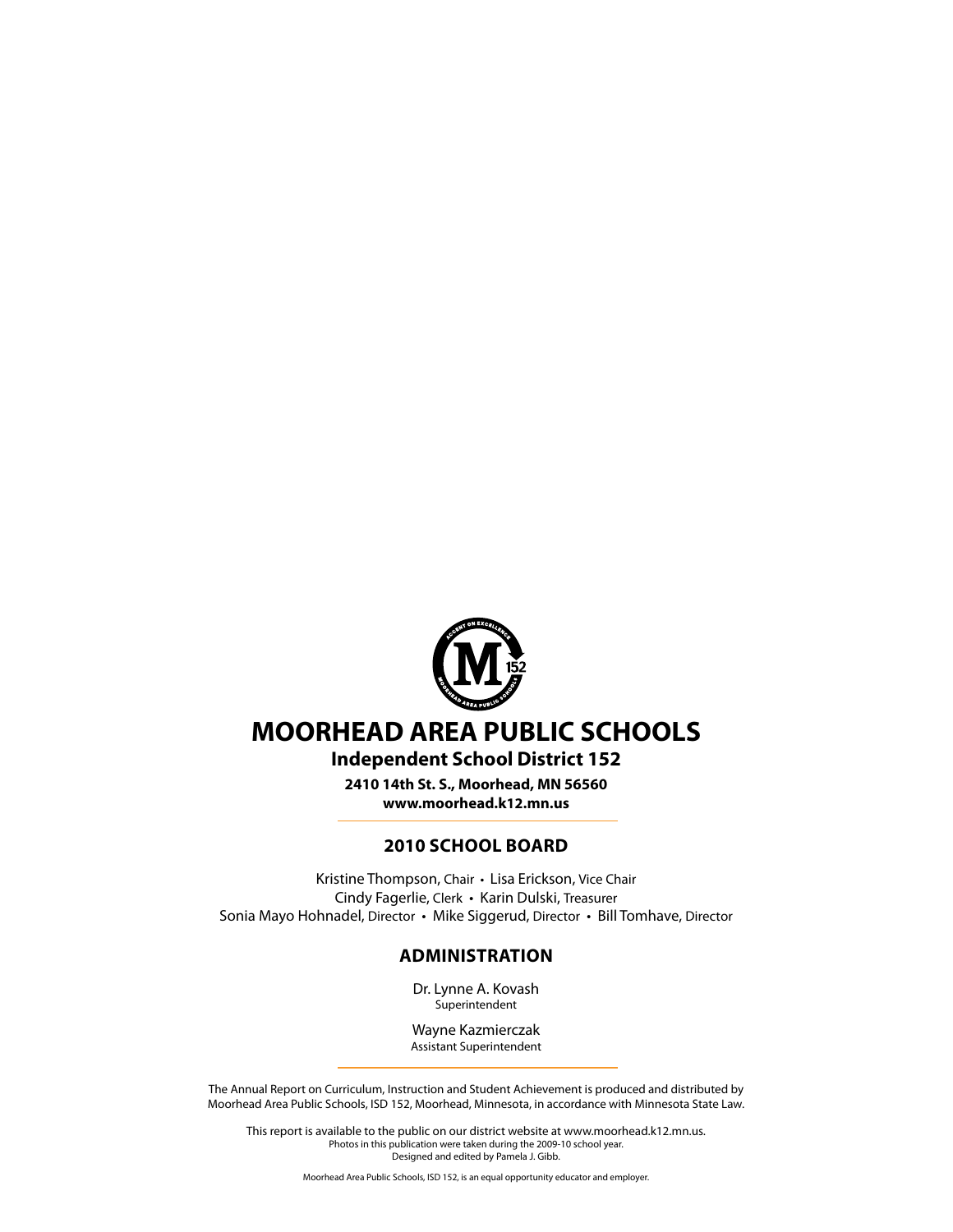# MOORHEAD AREA PUBLIC SCHOOLS

## Independent School District 152

**2410 14th St. S., Moorhead, MN 56560**
**www.moorhead.k12.mn.us**

## 2010 SCHOOL BOARD

Kristine Thompson, Chair • Lisa Erickson, Vice Chair
Cindy Fagerlie, Clerk • Karin Dulski, Treasurer
Sonia Mayo Hohnadel, Director • Mike Siggerud, Director • Bill Tomhave, Director

## ADMINISTRATION

Dr. Lynne A. Kovash
Superintendent

Wayne Kazmierczak
Assistant Superintendent

The Annual Report on Curriculum, Instruction and Student Achievement is produced and distributed by Moorhead Area Public Schools, ISD 152, Moorhead, Minnesota, in accordance with Minnesota State Law.

This report is available to the public on our district website at www.moorhead.k12.mn.us.
Photos in this publication were taken during the 2009-10 school year.
Designed and edited by Pamela J. Gibb.

Moorhead Area Public Schools, ISD 152, is an equal opportunity educator and employer.